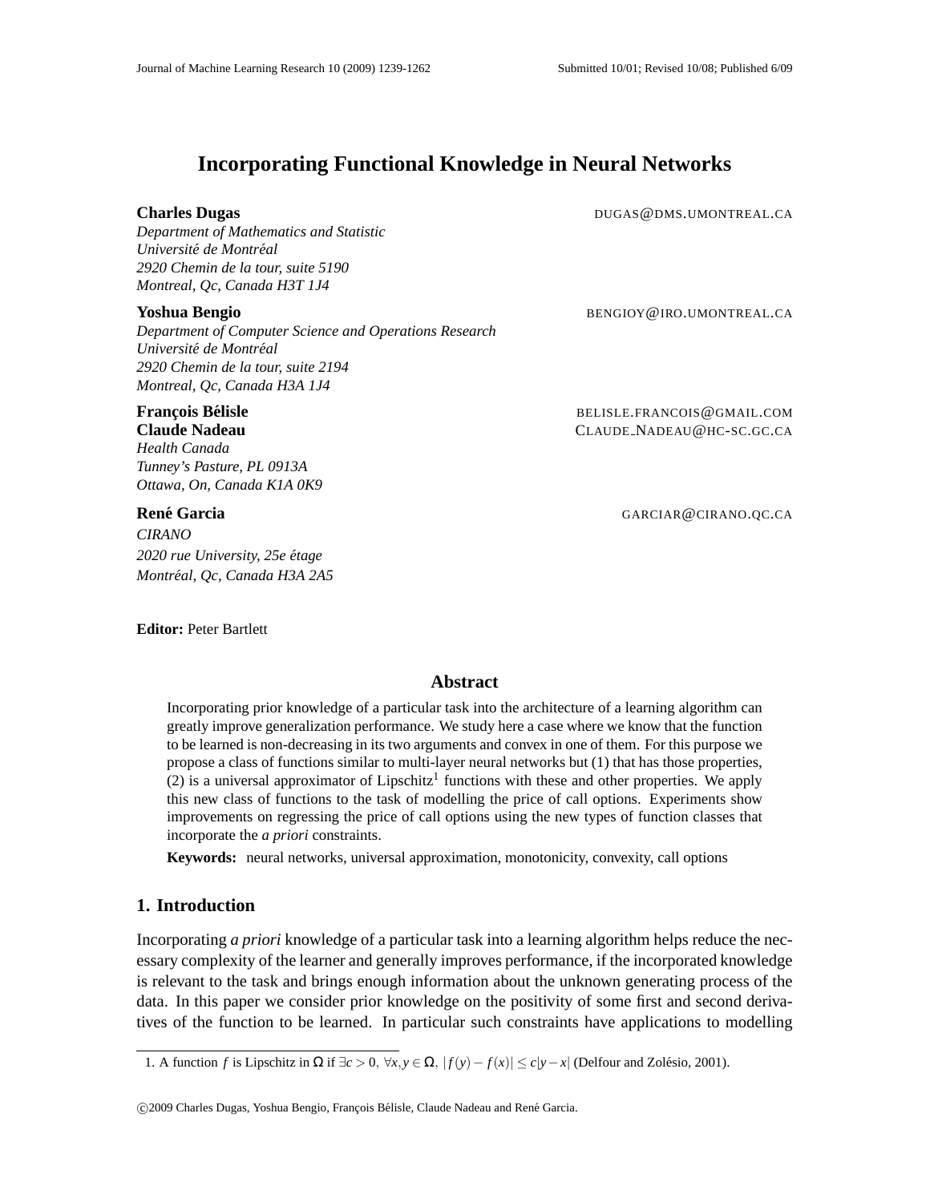# Incorporating Functional Knowledge in Neural Networks

**Charles Dugas** DUGAS@DMS.UMONTREAL.CA
*Department of Mathematics and Statistic*
*Université de Montréal*
*2920 Chemin de la tour, suite 5190*
*Montreal, Qc, Canada H3T 1J4*

**Yoshua Bengio** BENGIOY@IRO.UMONTREAL.CA
*Department of Computer Science and Operations Research*
*Université de Montréal*
*2920 Chemin de la tour, suite 2194*
*Montreal, Qc, Canada H3A 1J4*

**François Bélisle** BELISLE.FRANCOIS@GMAIL.COM
**Claude Nadeau** CLAUDE_NADEAU@HC-SC.GC.CA
*Health Canada*
*Tunney's Pasture, PL 0913A*
*Ottawa, On, Canada K1A 0K9*

**René Garcia** GARCIAR@CIRANO.QC.CA
*CIRANO*
*2020 rue University, 25e étage*
*Montréal, Qc, Canada H3A 2A5*

**Editor:** Peter Bartlett

## Abstract

Incorporating prior knowledge of a particular task into the architecture of a learning algorithm can greatly improve generalization performance. We study here a case where we know that the function to be learned is non-decreasing in its two arguments and convex in one of them. For this purpose we propose a class of functions similar to multi-layer neural networks but (1) that has those properties, (2) is a universal approximator of Lipschitz[1] functions with these and other properties. We apply this new class of functions to the task of modelling the price of call options. Experiments show improvements on regressing the price of call options using the new types of function classes that incorporate the *a priori* constraints.

**Keywords:** neural networks, universal approximation, monotonicity, convexity, call options

## 1. Introduction

Incorporating *a priori* knowledge of a particular task into a learning algorithm helps reduce the necessary complexity of the learner and generally improves performance, if the incorporated knowledge is relevant to the task and brings enough information about the unknown generating process of the data. In this paper we consider prior knowledge on the positivity of some first and second derivatives of the function to be learned. In particular such constraints have applications to modelling

1. A function $f$ is Lipschitz in $\Omega$ if $\exists c > 0,\ \forall x, y \in \Omega,\ |f(y) - f(x)| \leq c|y - x|$ (Delfour and Zolésio, 2001).

©2009 Charles Dugas, Yoshua Bengio, François Bélisle, Claude Nadeau and René Garcia.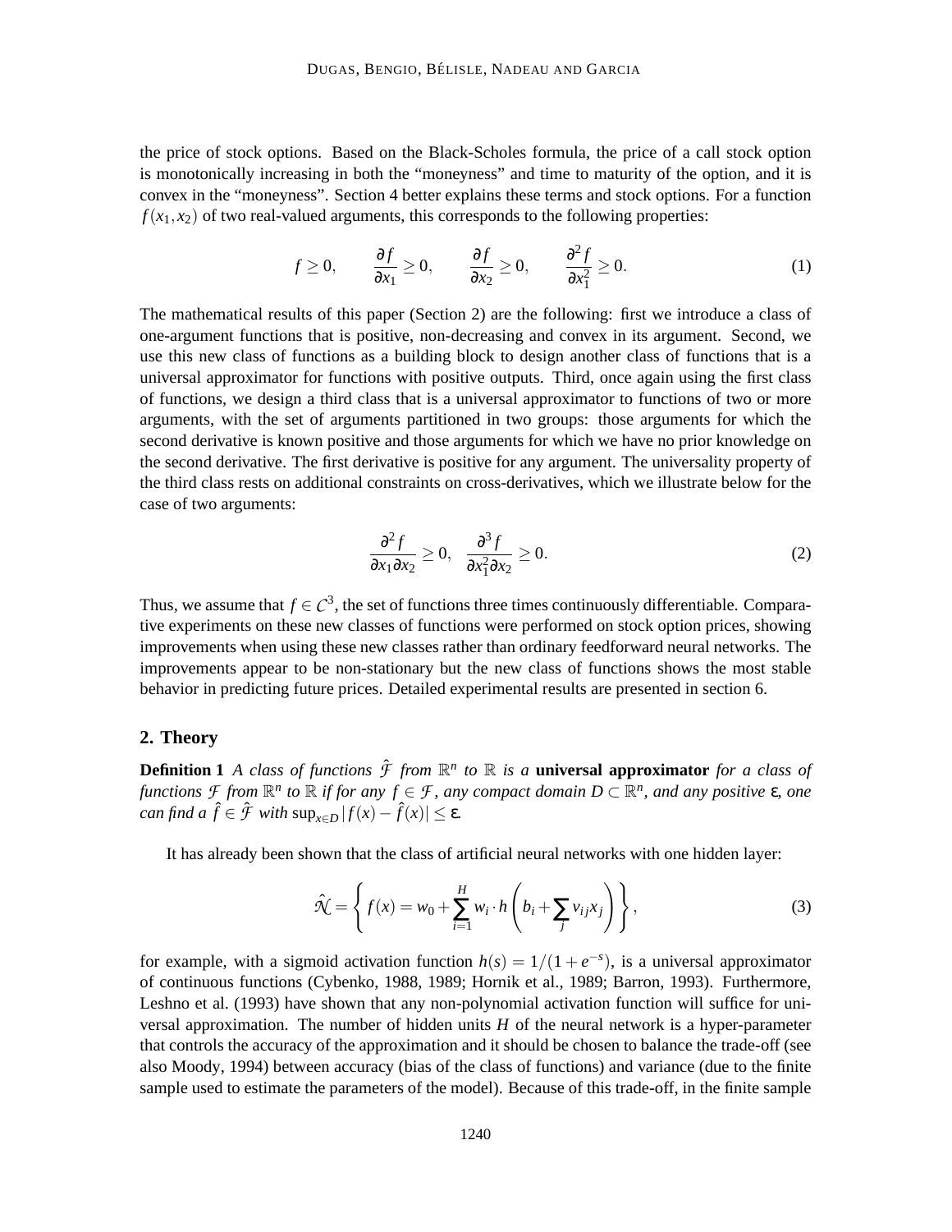the price of stock options. Based on the Black-Scholes formula, the price of a call stock option is monotonically increasing in both the "moneyness" and time to maturity of the option, and it is convex in the "moneyness". Section 4 better explains these terms and stock options. For a function $f(x_1, x_2)$ of two real-valued arguments, this corresponds to the following properties:

$$f \geq 0, \qquad \frac{\partial f}{\partial x_1} \geq 0, \qquad \frac{\partial f}{\partial x_2} \geq 0, \qquad \frac{\partial^2 f}{\partial x_1^2} \geq 0. \tag{1}$$

The mathematical results of this paper (Section 2) are the following: first we introduce a class of one-argument functions that is positive, non-decreasing and convex in its argument. Second, we use this new class of functions as a building block to design another class of functions that is a universal approximator for functions with positive outputs. Third, once again using the first class of functions, we design a third class that is a universal approximator to functions of two or more arguments, with the set of arguments partitioned in two groups: those arguments for which the second derivative is known positive and those arguments for which we have no prior knowledge on the second derivative. The first derivative is positive for any argument. The universality property of the third class rests on additional constraints on cross-derivatives, which we illustrate below for the case of two arguments:

$$\frac{\partial^2 f}{\partial x_1 \partial x_2} \geq 0, \quad \frac{\partial^3 f}{\partial x_1^2 \partial x_2} \geq 0. \tag{2}$$

Thus, we assume that $f \in \mathcal{C}^3$, the set of functions three times continuously differentiable. Comparative experiments on these new classes of functions were performed on stock option prices, showing improvements when using these new classes rather than ordinary feedforward neural networks. The improvements appear to be non-stationary but the new class of functions shows the most stable behavior in predicting future prices. Detailed experimental results are presented in section 6.

## 2. Theory

**Definition 1** *A class of functions $\hat{\mathcal{F}}$ from $\mathbb{R}^n$ to $\mathbb{R}$ is a* **universal approximator** *for a class of functions $\mathcal{F}$ from $\mathbb{R}^n$ to $\mathbb{R}$ if for any $f \in \mathcal{F}$, any compact domain $D \subset \mathbb{R}^n$, and any positive $\varepsilon$, one can find a $\hat{f} \in \hat{\mathcal{F}}$ with $\sup_{x \in D} |f(x) - \hat{f}(x)| \leq \varepsilon$.*

It has already been shown that the class of artificial neural networks with one hidden layer:

$$\hat{\mathcal{N}} = \left\{ f(x) = w_0 + \sum_{i=1}^{H} w_i \cdot h\left(b_i + \sum_j v_{ij} x_j\right) \right\}, \tag{3}$$

for example, with a sigmoid activation function $h(s) = 1/(1 + e^{-s})$, is a universal approximator of continuous functions (Cybenko, 1988, 1989; Hornik et al., 1989; Barron, 1993). Furthermore, Leshno et al. (1993) have shown that any non-polynomial activation function will suffice for universal approximation. The number of hidden units $H$ of the neural network is a hyper-parameter that controls the accuracy of the approximation and it should be chosen to balance the trade-off (see also Moody, 1994) between accuracy (bias of the class of functions) and variance (due to the finite sample used to estimate the parameters of the model). Because of this trade-off, in the finite sample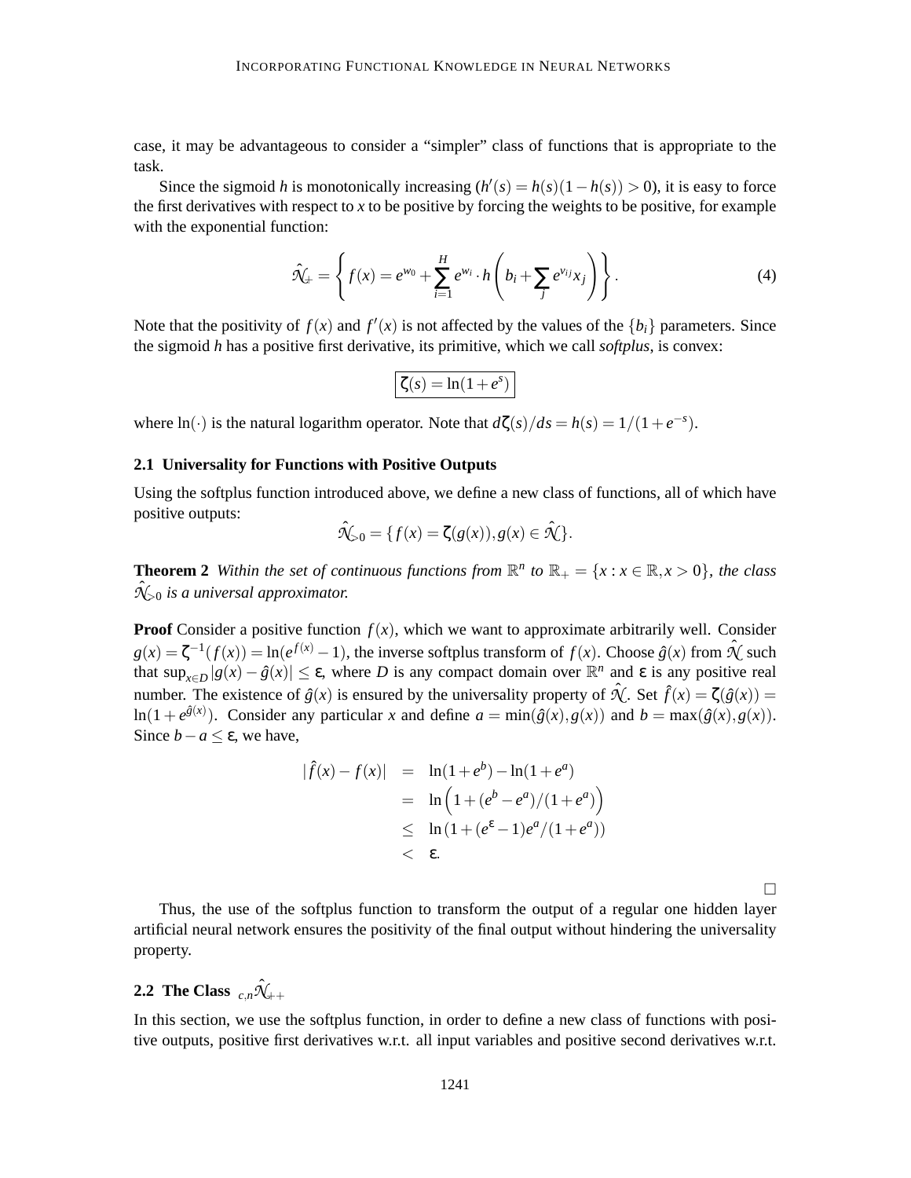case, it may be advantageous to consider a "simpler" class of functions that is appropriate to the task.

Since the sigmoid $h$ is monotonically increasing ($h'(s) = h(s)(1-h(s)) > 0$), it is easy to force the first derivatives with respect to $x$ to be positive by forcing the weights to be positive, for example with the exponential function:

$$\hat{\mathcal{N}}_{+} = \left\{ f(x) = e^{w_0} + \sum_{i=1}^{H} e^{w_i} \cdot h\left( b_i + \sum_j e^{v_{ij}} x_j \right) \right\}. \tag{4}$$

Note that the positivity of $f(x)$ and $f'(x)$ is not affected by the values of the $\{b_i\}$ parameters. Since the sigmoid $h$ has a positive first derivative, its primitive, which we call *softplus*, is convex:

$$\boxed{\zeta(s) = \ln(1+e^s)}$$

where $\ln(\cdot)$ is the natural logarithm operator. Note that $d\zeta(s)/ds = h(s) = 1/(1+e^{-s})$.

### 2.1 Universality for Functions with Positive Outputs

Using the softplus function introduced above, we define a new class of functions, all of which have positive outputs:

$$\hat{\mathcal{N}}_{>0} = \{ f(x) = \zeta(g(x)), g(x) \in \hat{\mathcal{N}} \}.$$

**Theorem 2** *Within the set of continuous functions from $\mathbb{R}^n$ to $\mathbb{R}_+ = \{x : x \in \mathbb{R}, x > 0\}$, the class $\hat{\mathcal{N}}_{>0}$ is a universal approximator.*

**Proof** Consider a positive function $f(x)$, which we want to approximate arbitrarily well. Consider $g(x) = \zeta^{-1}(f(x)) = \ln(e^{f(x)} - 1)$, the inverse softplus transform of $f(x)$. Choose $\hat{g}(x)$ from $\hat{\mathcal{N}}$ such that $\sup_{x \in D} |g(x) - \hat{g}(x)| \leq \varepsilon$, where $D$ is any compact domain over $\mathbb{R}^n$ and $\varepsilon$ is any positive real number. The existence of $\hat{g}(x)$ is ensured by the universality property of $\hat{\mathcal{N}}$. Set $\hat{f}(x) = \zeta(\hat{g}(x)) = \ln(1+e^{\hat{g}(x)})$. Consider any particular $x$ and define $a = \min(\hat{g}(x), g(x))$ and $b = \max(\hat{g}(x), g(x))$. Since $b - a \leq \varepsilon$, we have,

$$\begin{aligned}
|\hat{f}(x) - f(x)| &= \ln(1+e^b) - \ln(1+e^a) \\
&= \ln\left(1 + (e^b - e^a)/(1+e^a)\right) \\
&\leq \ln\left(1 + (e^{\varepsilon} - 1)e^a/(1+e^a)\right) \\
&< \varepsilon.
\end{aligned}$$

□

Thus, the use of the softplus function to transform the output of a regular one hidden layer artificial neural network ensures the positivity of the final output without hindering the universality property.

### 2.2 The Class ${}_{c,n}\hat{\mathcal{N}}_{++}$

In this section, we use the softplus function, in order to define a new class of functions with positive outputs, positive first derivatives w.r.t. all input variables and positive second derivatives w.r.t.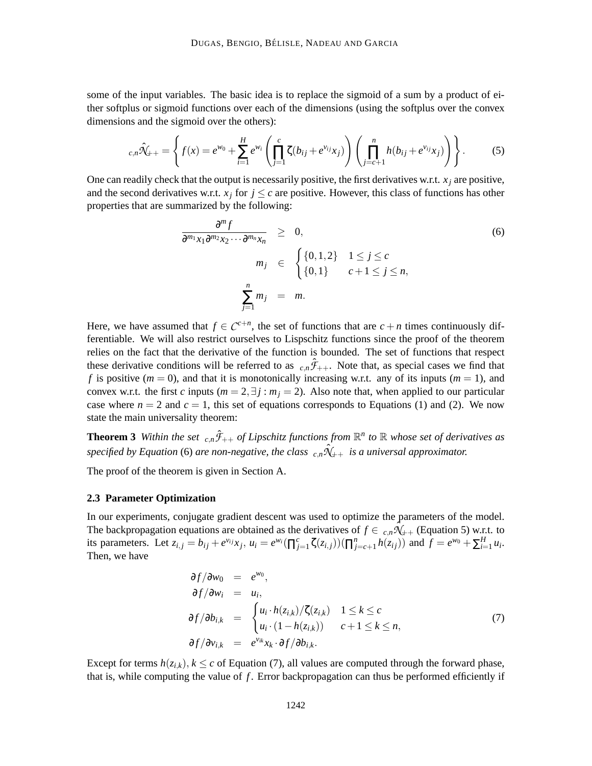some of the input variables. The basic idea is to replace the sigmoid of a sum by a product of either softplus or sigmoid functions over each of the dimensions (using the softplus over the convex dimensions and the sigmoid over the others):

$$
{}_{c,n}\hat{\mathcal{N}}_{++} = \left\{ f(x) = e^{w_0} + \sum_{i=1}^{H} e^{w_i} \left( \prod_{j=1}^{c} \zeta(b_{ij} + e^{v_{ij}} x_j) \right) \left( \prod_{j=c+1}^{n} h(b_{ij} + e^{v_{ij}} x_j) \right) \right\}. \tag{5}
$$

One can readily check that the output is necessarily positive, the first derivatives w.r.t. $x_j$ are positive, and the second derivatives w.r.t. $x_j$ for $j \leq c$ are positive. However, this class of functions has other properties that are summarized by the following:

$$
\begin{aligned}
\frac{\partial^m f}{\partial^{m_1} x_1 \partial^{m_2} x_2 \cdots \partial^{m_n} x_n} &\geq 0, \\
m_j &\in \begin{cases} \{0,1,2\} & 1 \leq j \leq c \\ \{0,1\} & c+1 \leq j \leq n, \end{cases} \\
\sum_{j=1}^{n} m_j &= m.
\end{aligned} \tag{6}
$$

Here, we have assumed that $f \in \mathcal{C}^{c+n}$, the set of functions that are $c+n$ times continuously differentiable. We will also restrict ourselves to Lispschitz functions since the proof of the theorem relies on the fact that the derivative of the function is bounded. The set of functions that respect these derivative conditions will be referred to as ${}_{c,n}\hat{\mathcal{F}}_{++}$. Note that, as special cases we find that $f$ is positive ($m = 0$), and that it is monotonically increasing w.r.t. any of its inputs ($m = 1$), and convex w.r.t. the first $c$ inputs ($m = 2, \exists j : m_j = 2$). Also note that, when applied to our particular case where $n = 2$ and $c = 1$, this set of equations corresponds to Equations (1) and (2). We now state the main universality theorem:

**Theorem 3** *Within the set ${}_{c,n}\hat{\mathcal{F}}_{++}$ of Lipschitz functions from $\mathbb{R}^n$ to $\mathbb{R}$ whose set of derivatives as specified by Equation* (6) *are non-negative, the class ${}_{c,n}\hat{\mathcal{N}}_{++}$ is a universal approximator.*

The proof of the theorem is given in Section A.

### 2.3 Parameter Optimization

In our experiments, conjugate gradient descent was used to optimize the parameters of the model. The backpropagation equations are obtained as the derivatives of $f \in {}_{c,n}\hat{\mathcal{N}}_{++}$ (Equation 5) w.r.t. to its parameters. Let $z_{i,j} = b_{ij} + e^{v_{ij}} x_j$, $u_i = e^{w_i} (\prod_{j=1}^{c} \zeta(z_{i,j}))(\prod_{j=c+1}^{n} h(z_{ij}))$ and $f = e^{w_0} + \sum_{i=1}^{H} u_i$. Then, we have

$$
\begin{aligned}
\partial f / \partial w_0 &= e^{w_0}, \\
\partial f / \partial w_i &= u_i, \\
\partial f / \partial b_{i,k} &= \begin{cases} u_i \cdot h(z_{i,k}) / \zeta(z_{i,k}) & 1 \leq k \leq c \\ u_i \cdot (1 - h(z_{i,k})) & c+1 \leq k \leq n, \end{cases} \\
\partial f / \partial v_{i,k} &= e^{v_{ik}} x_k \cdot \partial f / \partial b_{i,k}.
\end{aligned} \tag{7}
$$

Except for terms $h(z_{i,k}), k \leq c$ of Equation (7), all values are computed through the forward phase, that is, while computing the value of $f$. Error backpropagation can thus be performed efficiently if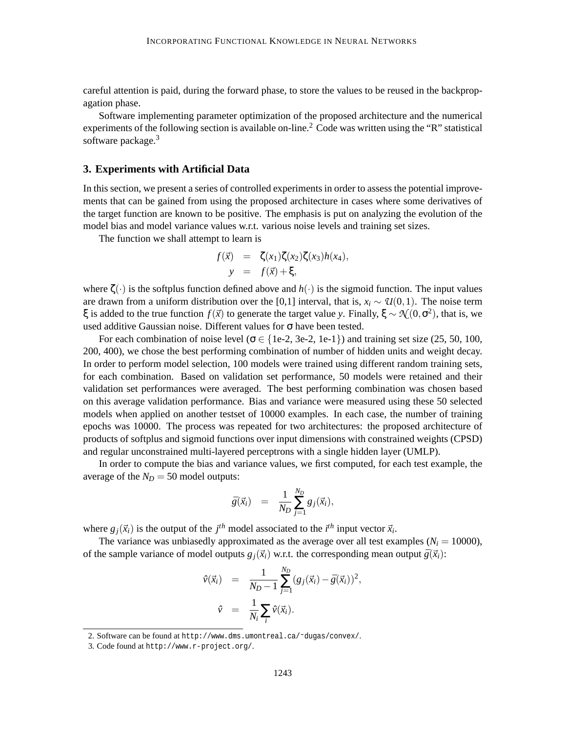careful attention is paid, during the forward phase, to store the values to be reused in the backpropagation phase.

Software implementing parameter optimization of the proposed architecture and the numerical experiments of the following section is available on-line.[2] Code was written using the "R" statistical software package.[3]

## 3. Experiments with Artificial Data

In this section, we present a series of controlled experiments in order to assess the potential improvements that can be gained from using the proposed architecture in cases where some derivatives of the target function are known to be positive. The emphasis is put on analyzing the evolution of the model bias and model variance values w.r.t. various noise levels and training set sizes.

The function we shall attempt to learn is

$$
\begin{aligned}
f(\vec{x}) &= \zeta(x_1)\zeta(x_2)\zeta(x_3)h(x_4), \\
y &= f(\vec{x}) + \xi,
\end{aligned}
$$

where $\zeta(\cdot)$ is the softplus function defined above and $h(\cdot)$ is the sigmoid function. The input values are drawn from a uniform distribution over the [0,1] interval, that is, $x_i \sim \mathcal{U}(0,1)$. The noise term $\xi$ is added to the true function $f(\vec{x})$ to generate the target value $y$. Finally, $\xi \sim \mathcal{N}(0,\sigma^2)$, that is, we used additive Gaussian noise. Different values for $\sigma$ have been tested.

For each combination of noise level ($\sigma \in \{1\text{e-}2, 3\text{e-}2, 1\text{e-}1\}$) and training set size (25, 50, 100, 200, 400), we chose the best performing combination of number of hidden units and weight decay. In order to perform model selection, 100 models were trained using different random training sets, for each combination. Based on validation set performance, 50 models were retained and their validation set performances were averaged. The best performing combination was chosen based on this average validation performance. Bias and variance were measured using these 50 selected models when applied on another testset of 10000 examples. In each case, the number of training epochs was 10000. The process was repeated for two architectures: the proposed architecture of products of softplus and sigmoid functions over input dimensions with constrained weights (CPSD) and regular unconstrained multi-layered perceptrons with a single hidden layer (UMLP).

In order to compute the bias and variance values, we first computed, for each test example, the average of the $N_D = 50$ model outputs:

$$
\bar{g}(\vec{x}_i) = \frac{1}{N_D}\sum_{j=1}^{N_D} g_j(\vec{x}_i),
$$

where $g_j(\vec{x}_i)$ is the output of the $j^{th}$ model associated to the $i^{th}$ input vector $\vec{x}_i$.

The variance was unbiasedly approximated as the average over all test examples ($N_i = 10000$), of the sample variance of model outputs $g_j(\vec{x}_i)$ w.r.t. the corresponding mean output $\bar{g}(\vec{x}_i)$:

$$
\begin{aligned}
\hat{v}(\vec{x}_i) &= \frac{1}{N_D - 1}\sum_{j=1}^{N_D}(g_j(\vec{x}_i) - \bar{g}(\vec{x}_i))^2, \\
\hat{v} &= \frac{1}{N_i}\sum_i \hat{v}(\vec{x}_i).
\end{aligned}
$$

2. Software can be found at `http://www.dms.umontreal.ca/~dugas/convex/`.

3. Code found at `http://www.r-project.org/`.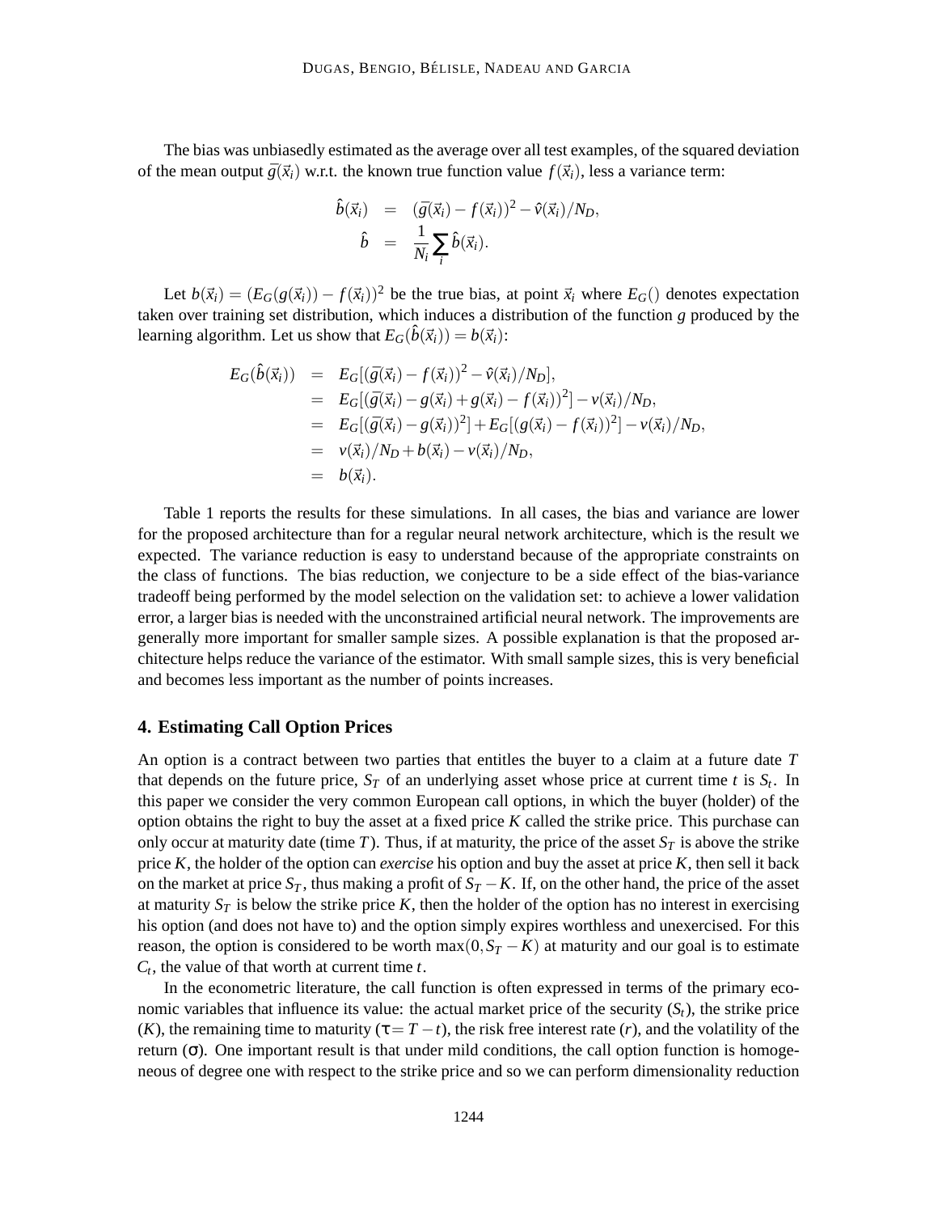The bias was unbiasedly estimated as the average over all test examples, of the squared deviation of the mean output $\bar{g}(\vec{x}_i)$ w.r.t. the known true function value $f(\vec{x}_i)$, less a variance term:

$$
\begin{aligned}
\hat{b}(\vec{x}_i) &= (\bar{g}(\vec{x}_i) - f(\vec{x}_i))^2 - \hat{v}(\vec{x}_i)/N_D, \\
\hat{b} &= \frac{1}{N_i} \sum_i \hat{b}(\vec{x}_i).
\end{aligned}
$$

Let $b(\vec{x}_i) = (E_G(g(\vec{x}_i)) - f(\vec{x}_i))^2$ be the true bias, at point $\vec{x}_i$ where $E_G()$ denotes expectation taken over training set distribution, which induces a distribution of the function $g$ produced by the learning algorithm. Let us show that $E_G(\hat{b}(\vec{x}_i)) = b(\vec{x}_i)$:

$$
\begin{aligned}
E_G(\hat{b}(\vec{x}_i)) &= E_G[(\bar{g}(\vec{x}_i) - f(\vec{x}_i))^2 - \hat{v}(\vec{x}_i)/N_D], \\
&= E_G[(\bar{g}(\vec{x}_i) - g(\vec{x}_i) + g(\vec{x}_i) - f(\vec{x}_i))^2] - v(\vec{x}_i)/N_D, \\
&= E_G[(\bar{g}(\vec{x}_i) - g(\vec{x}_i))^2] + E_G[(g(\vec{x}_i) - f(\vec{x}_i))^2] - v(\vec{x}_i)/N_D, \\
&= v(\vec{x}_i)/N_D + b(\vec{x}_i) - v(\vec{x}_i)/N_D, \\
&= b(\vec{x}_i).
\end{aligned}
$$

Table 1 reports the results for these simulations. In all cases, the bias and variance are lower for the proposed architecture than for a regular neural network architecture, which is the result we expected. The variance reduction is easy to understand because of the appropriate constraints on the class of functions. The bias reduction, we conjecture to be a side effect of the bias-variance tradeoff being performed by the model selection on the validation set: to achieve a lower validation error, a larger bias is needed with the unconstrained artificial neural network. The improvements are generally more important for smaller sample sizes. A possible explanation is that the proposed architecture helps reduce the variance of the estimator. With small sample sizes, this is very beneficial and becomes less important as the number of points increases.

## 4. Estimating Call Option Prices

An option is a contract between two parties that entitles the buyer to a claim at a future date $T$ that depends on the future price, $S_T$ of an underlying asset whose price at current time $t$ is $S_t$. In this paper we consider the very common European call options, in which the buyer (holder) of the option obtains the right to buy the asset at a fixed price $K$ called the strike price. This purchase can only occur at maturity date (time $T$). Thus, if at maturity, the price of the asset $S_T$ is above the strike price $K$, the holder of the option can *exercise* his option and buy the asset at price $K$, then sell it back on the market at price $S_T$, thus making a profit of $S_T - K$. If, on the other hand, the price of the asset at maturity $S_T$ is below the strike price $K$, then the holder of the option has no interest in exercising his option (and does not have to) and the option simply expires worthless and unexercised. For this reason, the option is considered to be worth $\max(0, S_T - K)$ at maturity and our goal is to estimate $C_t$, the value of that worth at current time $t$.

In the econometric literature, the call function is often expressed in terms of the primary economic variables that influence its value: the actual market price of the security ($S_t$), the strike price ($K$), the remaining time to maturity ($\tau = T - t$), the risk free interest rate ($r$), and the volatility of the return ($\sigma$). One important result is that under mild conditions, the call option function is homogeneous of degree one with respect to the strike price and so we can perform dimensionality reduction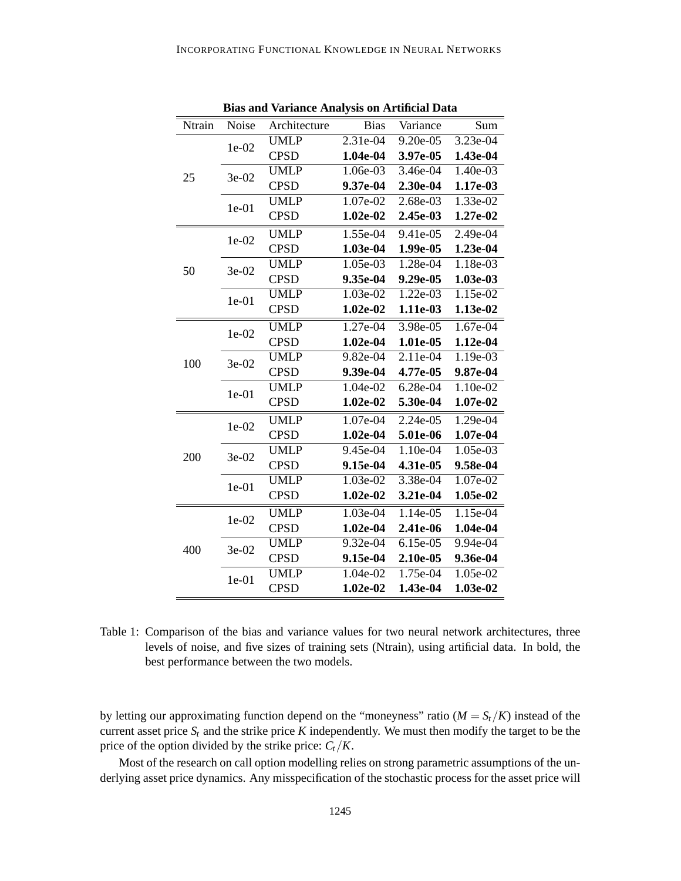**Bias and Variance Analysis on Artificial Data**

| Ntrain | Noise | Architecture | Bias | Variance | Sum |
|---|---|---|---|---|---|
| 25 | 1e-02 | UMLP | 2.31e-04 | 9.20e-05 | 3.23e-04 |
| | | CPSD | **1.04e-04** | **3.97e-05** | **1.43e-04** |
| | 3e-02 | UMLP | 1.06e-03 | 3.46e-04 | 1.40e-03 |
| | | CPSD | **9.37e-04** | **2.30e-04** | **1.17e-03** |
| | 1e-01 | UMLP | 1.07e-02 | 2.68e-03 | 1.33e-02 |
| | | CPSD | **1.02e-02** | **2.45e-03** | **1.27e-02** |
| 50 | 1e-02 | UMLP | 1.55e-04 | 9.41e-05 | 2.49e-04 |
| | | CPSD | **1.03e-04** | **1.99e-05** | **1.23e-04** |
| | 3e-02 | UMLP | 1.05e-03 | 1.28e-04 | 1.18e-03 |
| | | CPSD | **9.35e-04** | **9.29e-05** | **1.03e-03** |
| | 1e-01 | UMLP | 1.03e-02 | 1.22e-03 | 1.15e-02 |
| | | CPSD | **1.02e-02** | **1.11e-03** | **1.13e-02** |
| 100 | 1e-02 | UMLP | 1.27e-04 | 3.98e-05 | 1.67e-04 |
| | | CPSD | **1.02e-04** | **1.01e-05** | **1.12e-04** |
| | 3e-02 | UMLP | 9.82e-04 | 2.11e-04 | 1.19e-03 |
| | | CPSD | **9.39e-04** | **4.77e-05** | **9.87e-04** |
| | 1e-01 | UMLP | 1.04e-02 | 6.28e-04 | 1.10e-02 |
| | | CPSD | **1.02e-02** | **5.30e-04** | **1.07e-02** |
| 200 | 1e-02 | UMLP | 1.07e-04 | 2.24e-05 | 1.29e-04 |
| | | CPSD | **1.02e-04** | **5.01e-06** | **1.07e-04** |
| | 3e-02 | UMLP | 9.45e-04 | 1.10e-04 | 1.05e-03 |
| | | CPSD | **9.15e-04** | **4.31e-05** | **9.58e-04** |
| | 1e-01 | UMLP | 1.03e-02 | 3.38e-04 | 1.07e-02 |
| | | CPSD | **1.02e-02** | **3.21e-04** | **1.05e-02** |
| 400 | 1e-02 | UMLP | 1.03e-04 | 1.14e-05 | 1.15e-04 |
| | | CPSD | **1.02e-04** | **2.41e-06** | **1.04e-04** |
| | 3e-02 | UMLP | 9.32e-04 | 6.15e-05 | 9.94e-04 |
| | | CPSD | **9.15e-04** | **2.10e-05** | **9.36e-04** |
| | 1e-01 | UMLP | 1.04e-02 | 1.75e-04 | 1.05e-02 |
| | | CPSD | **1.02e-02** | **1.43e-04** | **1.03e-02** |

Table 1: Comparison of the bias and variance values for two neural network architectures, three levels of noise, and five sizes of training sets (Ntrain), using artificial data. In bold, the best performance between the two models.

by letting our approximating function depend on the "moneyness" ratio ($M = S_t/K$) instead of the current asset price $S_t$ and the strike price $K$ independently. We must then modify the target to be the price of the option divided by the strike price: $C_t/K$.

Most of the research on call option modelling relies on strong parametric assumptions of the underlying asset price dynamics. Any misspecification of the stochastic process for the asset price will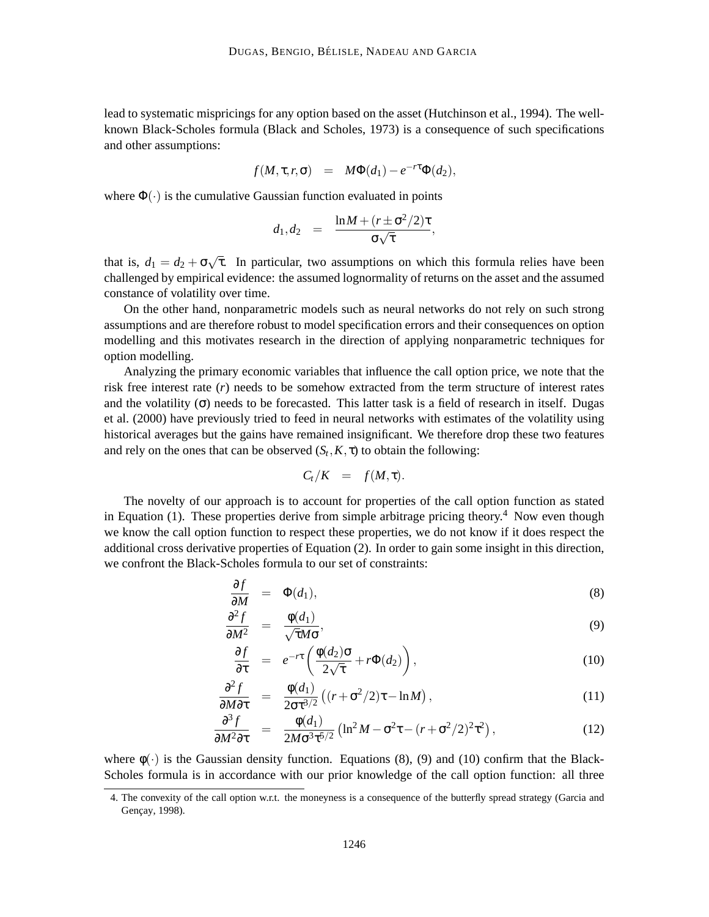lead to systematic mispricings for any option based on the asset (Hutchinson et al., 1994). The well-known Black-Scholes formula (Black and Scholes, 1973) is a consequence of such specifications and other assumptions:

$$f(M,\tau,r,\sigma) \quad = \quad M\Phi(d_1) - e^{-r\tau}\Phi(d_2),$$

where $\Phi(\cdot)$ is the cumulative Gaussian function evaluated in points

$$d_1, d_2 \quad = \quad \frac{\ln M + (r \pm \sigma^2/2)\tau}{\sigma\sqrt{\tau}},$$

that is, $d_1 = d_2 + \sigma\sqrt{\tau}$. In particular, two assumptions on which this formula relies have been challenged by empirical evidence: the assumed lognormality of returns on the asset and the assumed constance of volatility over time.

On the other hand, nonparametric models such as neural networks do not rely on such strong assumptions and are therefore robust to model specification errors and their consequences on option modelling and this motivates research in the direction of applying nonparametric techniques for option modelling.

Analyzing the primary economic variables that influence the call option price, we note that the risk free interest rate ($r$) needs to be somehow extracted from the term structure of interest rates and the volatility ($\sigma$) needs to be forecasted. This latter task is a field of research in itself. Dugas et al. (2000) have previously tried to feed in neural networks with estimates of the volatility using historical averages but the gains have remained insignificant. We therefore drop these two features and rely on the ones that can be observed ($S_t, K, \tau$) to obtain the following:

$$C_t/K \quad = \quad f(M,\tau).$$

The novelty of our approach is to account for properties of the call option function as stated in Equation (1). These properties derive from simple arbitrage pricing theory.[4] Now even though we know the call option function to respect these properties, we do not know if it does respect the additional cross derivative properties of Equation (2). In order to gain some insight in this direction, we confront the Black-Scholes formula to our set of constraints:

$$\frac{\partial f}{\partial M} \quad = \quad \Phi(d_1), \tag{8}$$

$$\frac{\partial^2 f}{\partial M^2} \quad = \quad \frac{\phi(d_1)}{\sqrt{\tau} M \sigma}, \tag{9}$$

$$\frac{\partial f}{\partial \tau} \quad = \quad e^{-r\tau}\left(\frac{\phi(d_2)\sigma}{2\sqrt{\tau}} + r\Phi(d_2)\right), \tag{10}$$

$$\frac{\partial^2 f}{\partial M \partial \tau} \quad = \quad \frac{\phi(d_1)}{2\sigma\tau^{3/2}}\left((r+\sigma^2/2)\tau - \ln M\right), \tag{11}$$

$$\frac{\partial^3 f}{\partial M^2 \partial \tau} \quad = \quad \frac{\phi(d_1)}{2M\sigma^3\tau^{5/2}}\left(\ln^2 M - \sigma^2\tau - (r+\sigma^2/2)^2\tau^2\right), \tag{12}$$

where $\phi(\cdot)$ is the Gaussian density function. Equations (8), (9) and (10) confirm that the Black-Scholes formula is in accordance with our prior knowledge of the call option function: all three

4. The convexity of the call option w.r.t. the moneyness is a consequence of the butterfly spread strategy (Garcia and Gençay, 1998).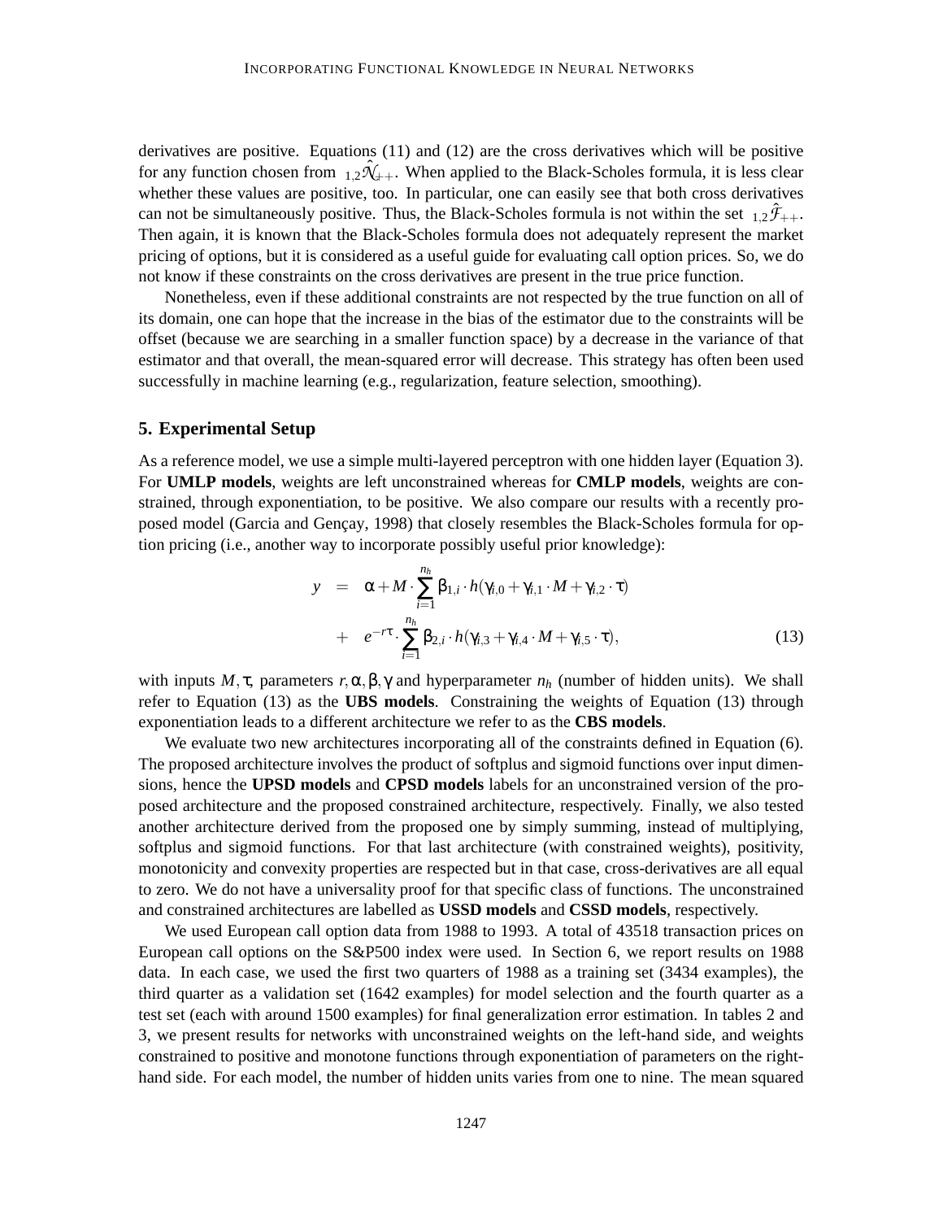derivatives are positive. Equations (11) and (12) are the cross derivatives which will be positive for any function chosen from ${}_{1,2}\hat{\mathcal{N}}_{++}$. When applied to the Black-Scholes formula, it is less clear whether these values are positive, too. In particular, one can easily see that both cross derivatives can not be simultaneously positive. Thus, the Black-Scholes formula is not within the set ${}_{1,2}\hat{\mathcal{F}}_{++}$. Then again, it is known that the Black-Scholes formula does not adequately represent the market pricing of options, but it is considered as a useful guide for evaluating call option prices. So, we do not know if these constraints on the cross derivatives are present in the true price function.

Nonetheless, even if these additional constraints are not respected by the true function on all of its domain, one can hope that the increase in the bias of the estimator due to the constraints will be offset (because we are searching in a smaller function space) by a decrease in the variance of that estimator and that overall, the mean-squared error will decrease. This strategy has often been used successfully in machine learning (e.g., regularization, feature selection, smoothing).

## 5. Experimental Setup

As a reference model, we use a simple multi-layered perceptron with one hidden layer (Equation 3). For **UMLP models**, weights are left unconstrained whereas for **CMLP models**, weights are constrained, through exponentiation, to be positive. We also compare our results with a recently proposed model (Garcia and Gençay, 1998) that closely resembles the Black-Scholes formula for option pricing (i.e., another way to incorporate possibly useful prior knowledge):

$$
\begin{aligned}
y &= \alpha + M \cdot \sum_{i=1}^{n_h} \beta_{1,i} \cdot h(\gamma_{i,0} + \gamma_{i,1} \cdot M + \gamma_{i,2} \cdot \tau) \\
&+ e^{-r\tau} \cdot \sum_{i=1}^{n_h} \beta_{2,i} \cdot h(\gamma_{i,3} + \gamma_{i,4} \cdot M + \gamma_{i,5} \cdot \tau),
\end{aligned} \tag{13}
$$

with inputs $M, \tau$, parameters $r, \alpha, \beta, \gamma$ and hyperparameter $n_h$ (number of hidden units). We shall refer to Equation (13) as the **UBS models**. Constraining the weights of Equation (13) through exponentiation leads to a different architecture we refer to as the **CBS models**.

We evaluate two new architectures incorporating all of the constraints defined in Equation (6). The proposed architecture involves the product of softplus and sigmoid functions over input dimensions, hence the **UPSD models** and **CPSD models** labels for an unconstrained version of the proposed architecture and the proposed constrained architecture, respectively. Finally, we also tested another architecture derived from the proposed one by simply summing, instead of multiplying, softplus and sigmoid functions. For that last architecture (with constrained weights), positivity, monotonicity and convexity properties are respected but in that case, cross-derivatives are all equal to zero. We do not have a universality proof for that specific class of functions. The unconstrained and constrained architectures are labelled as **USSD models** and **CSSD models**, respectively.

We used European call option data from 1988 to 1993. A total of 43518 transaction prices on European call options on the S&P500 index were used. In Section 6, we report results on 1988 data. In each case, we used the first two quarters of 1988 as a training set (3434 examples), the third quarter as a validation set (1642 examples) for model selection and the fourth quarter as a test set (each with around 1500 examples) for final generalization error estimation. In tables 2 and 3, we present results for networks with unconstrained weights on the left-hand side, and weights constrained to positive and monotone functions through exponentiation of parameters on the right-hand side. For each model, the number of hidden units varies from one to nine. The mean squared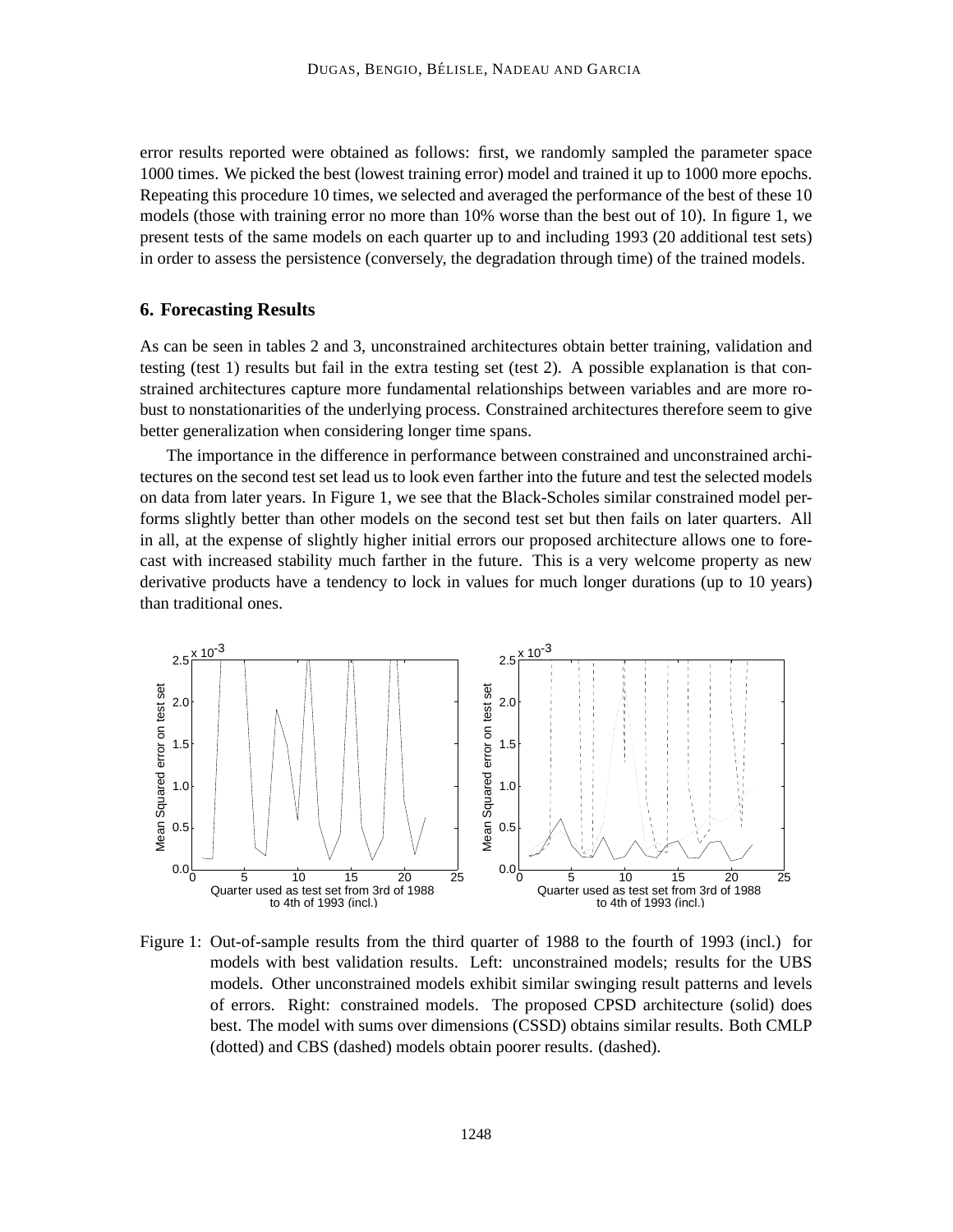error results reported were obtained as follows: first, we randomly sampled the parameter space 1000 times. We picked the best (lowest training error) model and trained it up to 1000 more epochs. Repeating this procedure 10 times, we selected and averaged the performance of the best of these 10 models (those with training error no more than 10% worse than the best out of 10). In figure 1, we present tests of the same models on each quarter up to and including 1993 (20 additional test sets) in order to assess the persistence (conversely, the degradation through time) of the trained models.

## 6. Forecasting Results

As can be seen in tables 2 and 3, unconstrained architectures obtain better training, validation and testing (test 1) results but fail in the extra testing set (test 2). A possible explanation is that constrained architectures capture more fundamental relationships between variables and are more robust to nonstationarities of the underlying process. Constrained architectures therefore seem to give better generalization when considering longer time spans.

The importance in the difference in performance between constrained and unconstrained architectures on the second test set lead us to look even farther into the future and test the selected models on data from later years. In Figure 1, we see that the Black-Scholes similar constrained model performs slightly better than other models on the second test set but then fails on later quarters. All in all, at the expense of slightly higher initial errors our proposed architecture allows one to forecast with increased stability much farther in the future. This is a very welcome property as new derivative products have a tendency to lock in values for much longer durations (up to 10 years) than traditional ones.

Figure 1: Out-of-sample results from the third quarter of 1988 to the fourth of 1993 (incl.) for models with best validation results. Left: unconstrained models; results for the UBS models. Other unconstrained models exhibit similar swinging result patterns and levels of errors. Right: constrained models. The proposed CPSD architecture (solid) does best. The model with sums over dimensions (CSSD) obtains similar results. Both CMLP (dotted) and CBS (dashed) models obtain poorer results. (dashed).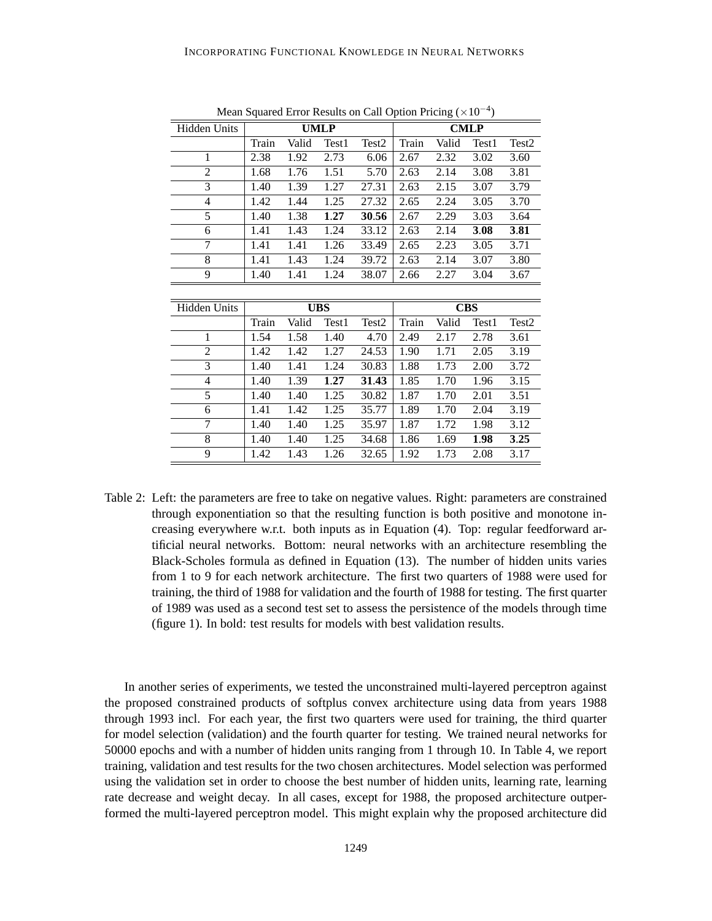Mean Squared Error Results on Call Option Pricing ($\times 10^{-4}$)

| Hidden Units | UMLP | | | | CMLP | | | |
|---|---|---|---|---|---|---|---|---|
| | Train | Valid | Test1 | Test2 | Train | Valid | Test1 | Test2 |
| 1 | 2.38 | 1.92 | 2.73 | 6.06 | 2.67 | 2.32 | 3.02 | 3.60 |
| 2 | 1.68 | 1.76 | 1.51 | 5.70 | 2.63 | 2.14 | 3.08 | 3.81 |
| 3 | 1.40 | 1.39 | 1.27 | 27.31 | 2.63 | 2.15 | 3.07 | 3.79 |
| 4 | 1.42 | 1.44 | 1.25 | 27.32 | 2.65 | 2.24 | 3.05 | 3.70 |
| 5 | 1.40 | 1.38 | **1.27** | **30.56** | 2.67 | 2.29 | 3.03 | 3.64 |
| 6 | 1.41 | 1.43 | 1.24 | 33.12 | 2.63 | 2.14 | **3.08** | **3.81** |
| 7 | 1.41 | 1.41 | 1.26 | 33.49 | 2.65 | 2.23 | 3.05 | 3.71 |
| 8 | 1.41 | 1.43 | 1.24 | 39.72 | 2.63 | 2.14 | 3.07 | 3.80 |
| 9 | 1.40 | 1.41 | 1.24 | 38.07 | 2.66 | 2.27 | 3.04 | 3.67 |

| Hidden Units | UBS | | | | CBS | | | |
|---|---|---|---|---|---|---|---|---|
| | Train | Valid | Test1 | Test2 | Train | Valid | Test1 | Test2 |
| 1 | 1.54 | 1.58 | 1.40 | 4.70 | 2.49 | 2.17 | 2.78 | 3.61 |
| 2 | 1.42 | 1.42 | 1.27 | 24.53 | 1.90 | 1.71 | 2.05 | 3.19 |
| 3 | 1.40 | 1.41 | 1.24 | 30.83 | 1.88 | 1.73 | 2.00 | 3.72 |
| 4 | 1.40 | 1.39 | **1.27** | **31.43** | 1.85 | 1.70 | 1.96 | 3.15 |
| 5 | 1.40 | 1.40 | 1.25 | 30.82 | 1.87 | 1.70 | 2.01 | 3.51 |
| 6 | 1.41 | 1.42 | 1.25 | 35.77 | 1.89 | 1.70 | 2.04 | 3.19 |
| 7 | 1.40 | 1.40 | 1.25 | 35.97 | 1.87 | 1.72 | 1.98 | 3.12 |
| 8 | 1.40 | 1.40 | 1.25 | 34.68 | 1.86 | 1.69 | **1.98** | **3.25** |
| 9 | 1.42 | 1.43 | 1.26 | 32.65 | 1.92 | 1.73 | 2.08 | 3.17 |

Table 2: Left: the parameters are free to take on negative values. Right: parameters are constrained through exponentiation so that the resulting function is both positive and monotone increasing everywhere w.r.t. both inputs as in Equation (4). Top: regular feedforward artificial neural networks. Bottom: neural networks with an architecture resembling the Black-Scholes formula as defined in Equation (13). The number of hidden units varies from 1 to 9 for each network architecture. The first two quarters of 1988 were used for training, the third of 1988 for validation and the fourth of 1988 for testing. The first quarter of 1989 was used as a second test set to assess the persistence of the models through time (figure 1). In bold: test results for models with best validation results.

In another series of experiments, we tested the unconstrained multi-layered perceptron against the proposed constrained products of softplus convex architecture using data from years 1988 through 1993 incl. For each year, the first two quarters were used for training, the third quarter for model selection (validation) and the fourth quarter for testing. We trained neural networks for 50000 epochs and with a number of hidden units ranging from 1 through 10. In Table 4, we report training, validation and test results for the two chosen architectures. Model selection was performed using the validation set in order to choose the best number of hidden units, learning rate, learning rate decrease and weight decay. In all cases, except for 1988, the proposed architecture outperformed the multi-layered perceptron model. This might explain why the proposed architecture did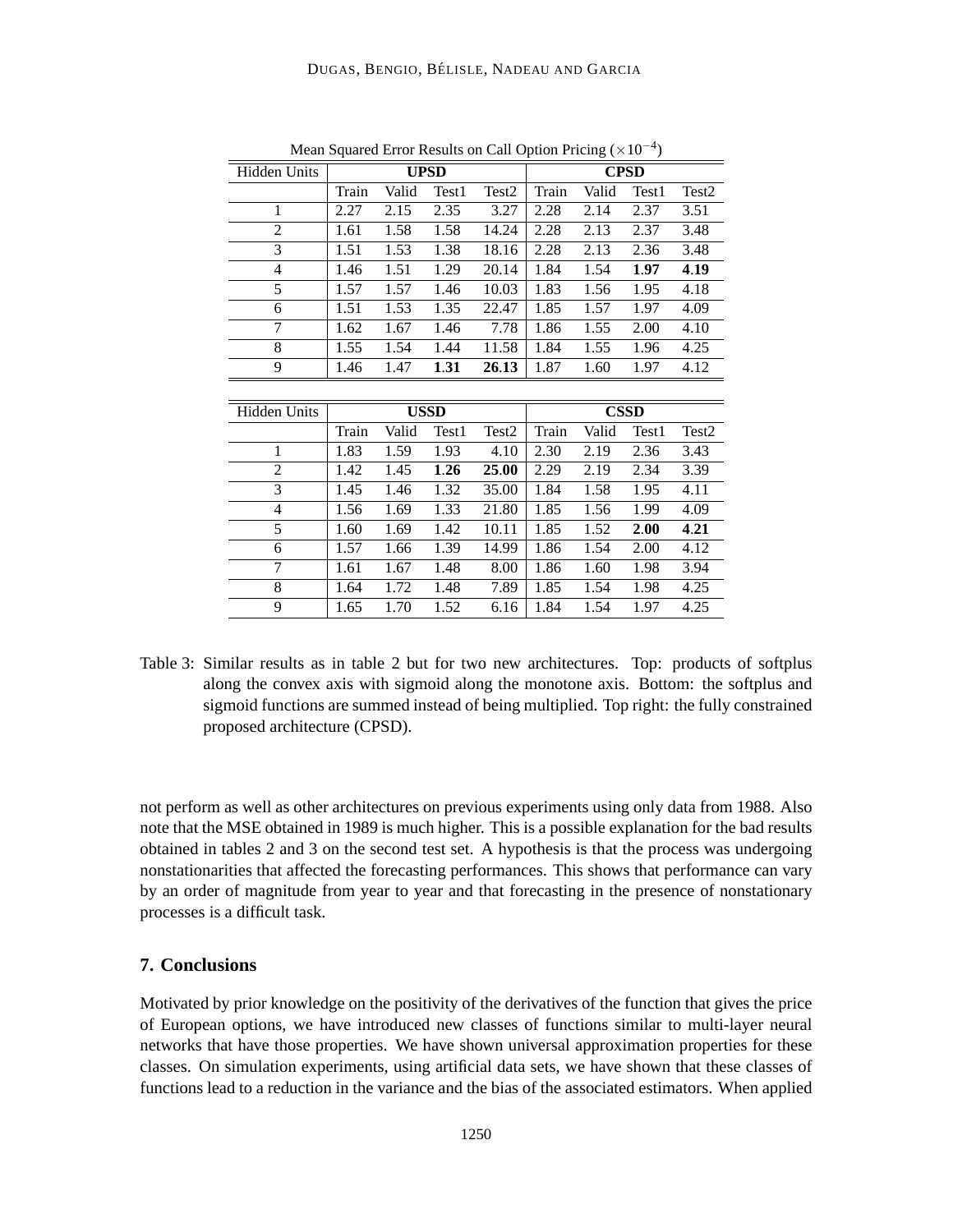Mean Squared Error Results on Call Option Pricing ($\times 10^{-4}$)

| Hidden Units | UPSD | | | | CPSD | | | |
|---|---|---|---|---|---|---|---|---|
| | Train | Valid | Test1 | Test2 | Train | Valid | Test1 | Test2 |
| 1 | 2.27 | 2.15 | 2.35 | 3.27 | 2.28 | 2.14 | 2.37 | 3.51 |
| 2 | 1.61 | 1.58 | 1.58 | 14.24 | 2.28 | 2.13 | 2.37 | 3.48 |
| 3 | 1.51 | 1.53 | 1.38 | 18.16 | 2.28 | 2.13 | 2.36 | 3.48 |
| 4 | 1.46 | 1.51 | 1.29 | 20.14 | 1.84 | 1.54 | **1.97** | **4.19** |
| 5 | 1.57 | 1.57 | 1.46 | 10.03 | 1.83 | 1.56 | 1.95 | 4.18 |
| 6 | 1.51 | 1.53 | 1.35 | 22.47 | 1.85 | 1.57 | 1.97 | 4.09 |
| 7 | 1.62 | 1.67 | 1.46 | 7.78 | 1.86 | 1.55 | 2.00 | 4.10 |
| 8 | 1.55 | 1.54 | 1.44 | 11.58 | 1.84 | 1.55 | 1.96 | 4.25 |
| 9 | 1.46 | 1.47 | **1.31** | **26.13** | 1.87 | 1.60 | 1.97 | 4.12 |

| Hidden Units | USSD | | | | CSSD | | | |
|---|---|---|---|---|---|---|---|---|
| | Train | Valid | Test1 | Test2 | Train | Valid | Test1 | Test2 |
| 1 | 1.83 | 1.59 | 1.93 | 4.10 | 2.30 | 2.19 | 2.36 | 3.43 |
| 2 | 1.42 | 1.45 | **1.26** | **25.00** | 2.29 | 2.19 | 2.34 | 3.39 |
| 3 | 1.45 | 1.46 | 1.32 | 35.00 | 1.84 | 1.58 | 1.95 | 4.11 |
| 4 | 1.56 | 1.69 | 1.33 | 21.80 | 1.85 | 1.56 | 1.99 | 4.09 |
| 5 | 1.60 | 1.69 | 1.42 | 10.11 | 1.85 | 1.52 | **2.00** | **4.21** |
| 6 | 1.57 | 1.66 | 1.39 | 14.99 | 1.86 | 1.54 | 2.00 | 4.12 |
| 7 | 1.61 | 1.67 | 1.48 | 8.00 | 1.86 | 1.60 | 1.98 | 3.94 |
| 8 | 1.64 | 1.72 | 1.48 | 7.89 | 1.85 | 1.54 | 1.98 | 4.25 |
| 9 | 1.65 | 1.70 | 1.52 | 6.16 | 1.84 | 1.54 | 1.97 | 4.25 |

Table 3: Similar results as in table 2 but for two new architectures. Top: products of softplus along the convex axis with sigmoid along the monotone axis. Bottom: the softplus and sigmoid functions are summed instead of being multiplied. Top right: the fully constrained proposed architecture (CPSD).

not perform as well as other architectures on previous experiments using only data from 1988. Also note that the MSE obtained in 1989 is much higher. This is a possible explanation for the bad results obtained in tables 2 and 3 on the second test set. A hypothesis is that the process was undergoing nonstationarities that affected the forecasting performances. This shows that performance can vary by an order of magnitude from year to year and that forecasting in the presence of nonstationary processes is a difficult task.

## 7. Conclusions

Motivated by prior knowledge on the positivity of the derivatives of the function that gives the price of European options, we have introduced new classes of functions similar to multi-layer neural networks that have those properties. We have shown universal approximation properties for these classes. On simulation experiments, using artificial data sets, we have shown that these classes of functions lead to a reduction in the variance and the bias of the associated estimators. When applied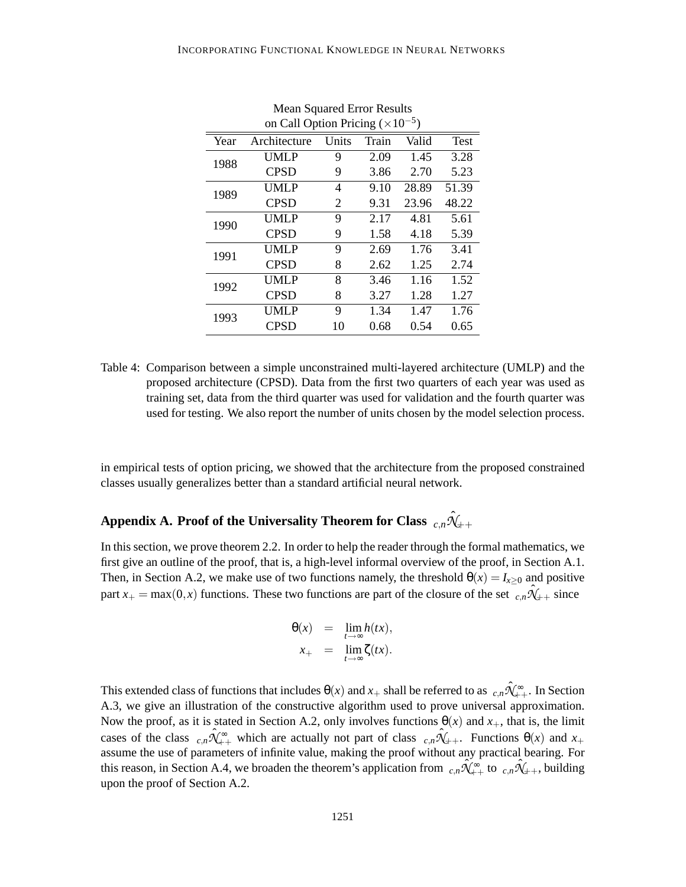| Mean Squared Error Results on Call Option Pricing ($\times 10^{-5}$) | | | | | |
|---|---|---|---|---|---|
| Year | Architecture | Units | Train | Valid | Test |
| 1988 | UMLP | 9 | 2.09 | 1.45 | 3.28 |
| | CPSD | 9 | 3.86 | 2.70 | 5.23 |
| 1989 | UMLP | 4 | 9.10 | 28.89 | 51.39 |
| | CPSD | 2 | 9.31 | 23.96 | 48.22 |
| 1990 | UMLP | 9 | 2.17 | 4.81 | 5.61 |
| | CPSD | 9 | 1.58 | 4.18 | 5.39 |
| 1991 | UMLP | 9 | 2.69 | 1.76 | 3.41 |
| | CPSD | 8 | 2.62 | 1.25 | 2.74 |
| 1992 | UMLP | 8 | 3.46 | 1.16 | 1.52 |
| | CPSD | 8 | 3.27 | 1.28 | 1.27 |
| 1993 | UMLP | 9 | 1.34 | 1.47 | 1.76 |
| | CPSD | 10 | 0.68 | 0.54 | 0.65 |

Table 4: Comparison between a simple unconstrained multi-layered architecture (UMLP) and the proposed architecture (CPSD). Data from the first two quarters of each year was used as training set, data from the third quarter was used for validation and the fourth quarter was used for testing. We also report the number of units chosen by the model selection process.

in empirical tests of option pricing, we showed that the architecture from the proposed constrained classes usually generalizes better than a standard artificial neural network.

## Appendix A. Proof of the Universality Theorem for Class ${}_{c,n}\hat{\mathcal{N}}_{++}$

In this section, we prove theorem 2.2. In order to help the reader through the formal mathematics, we first give an outline of the proof, that is, a high-level informal overview of the proof, in Section A.1. Then, in Section A.2, we make use of two functions namely, the threshold $\theta(x) = I_{x\geq 0}$ and positive part $x_+ = \max(0,x)$ functions. These two functions are part of the closure of the set ${}_{c,n}\hat{\mathcal{N}}_{++}$ since

$$
\begin{aligned}
\theta(x) &= \lim_{t\to\infty} h(tx), \\
x_+ &= \lim_{t\to\infty} \zeta(tx).
\end{aligned}
$$

This extended class of functions that includes $\theta(x)$ and $x_+$ shall be referred to as ${}_{c,n}\hat{\mathcal{N}}^{\infty}_{++}$. In Section A.3, we give an illustration of the constructive algorithm used to prove universal approximation. Now the proof, as it is stated in Section A.2, only involves functions $\theta(x)$ and $x_+$, that is, the limit cases of the class ${}_{c,n}\hat{\mathcal{N}}^{\infty}_{++}$ which are actually not part of class ${}_{c,n}\hat{\mathcal{N}}_{++}$. Functions $\theta(x)$ and $x_+$ assume the use of parameters of infinite value, making the proof without any practical bearing. For this reason, in Section A.4, we broaden the theorem's application from ${}_{c,n}\hat{\mathcal{N}}^{\infty}_{++}$ to ${}_{c,n}\hat{\mathcal{N}}_{++}$, building upon the proof of Section A.2.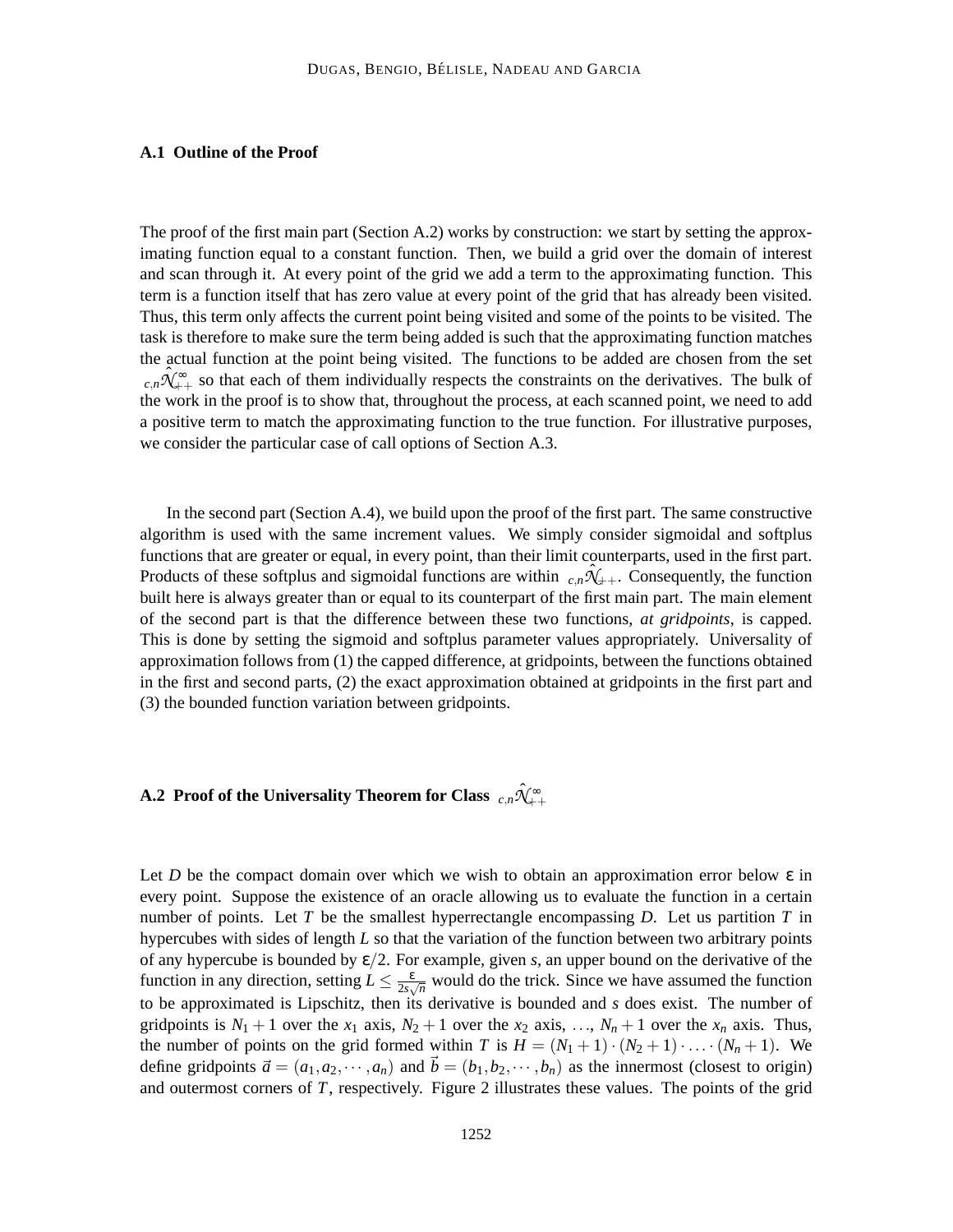### A.1 Outline of the Proof

The proof of the first main part (Section A.2) works by construction: we start by setting the approximating function equal to a constant function. Then, we build a grid over the domain of interest and scan through it. At every point of the grid we add a term to the approximating function. This term is a function itself that has zero value at every point of the grid that has already been visited. Thus, this term only affects the current point being visited and some of the points to be visited. The task is therefore to make sure the term being added is such that the approximating function matches the actual function at the point being visited. The functions to be added are chosen from the set ${}_{c,n}\hat{\mathcal{N}}_{++}^{\infty}$ so that each of them individually respects the constraints on the derivatives. The bulk of the work in the proof is to show that, throughout the process, at each scanned point, we need to add a positive term to match the approximating function to the true function. For illustrative purposes, we consider the particular case of call options of Section A.3.

In the second part (Section A.4), we build upon the proof of the first part. The same constructive algorithm is used with the same increment values. We simply consider sigmoidal and softplus functions that are greater or equal, in every point, than their limit counterparts, used in the first part. Products of these softplus and sigmoidal functions are within ${}_{c,n}\hat{\mathcal{N}}_{++}$. Consequently, the function built here is always greater than or equal to its counterpart of the first main part. The main element of the second part is that the difference between these two functions, *at gridpoints*, is capped. This is done by setting the sigmoid and softplus parameter values appropriately. Universality of approximation follows from (1) the capped difference, at gridpoints, between the functions obtained in the first and second parts, (2) the exact approximation obtained at gridpoints in the first part and (3) the bounded function variation between gridpoints.

### A.2 Proof of the Universality Theorem for Class ${}_{c,n}\hat{\mathcal{N}}_{++}^{\infty}$

Let $D$ be the compact domain over which we wish to obtain an approximation error below $\varepsilon$ in every point. Suppose the existence of an oracle allowing us to evaluate the function in a certain number of points. Let $T$ be the smallest hyperrectangle encompassing $D$. Let us partition $T$ in hypercubes with sides of length $L$ so that the variation of the function between two arbitrary points of any hypercube is bounded by $\varepsilon/2$. For example, given $s$, an upper bound on the derivative of the function in any direction, setting $L \leq \frac{\varepsilon}{2s\sqrt{n}}$ would do the trick. Since we have assumed the function to be approximated is Lipschitz, then its derivative is bounded and $s$ does exist. The number of gridpoints is $N_1+1$ over the $x_1$ axis, $N_2+1$ over the $x_2$ axis, ..., $N_n+1$ over the $x_n$ axis. Thus, the number of points on the grid formed within $T$ is $H = (N_1+1)\cdot(N_2+1)\cdot\ldots\cdot(N_n+1)$. We define gridpoints $\vec{a} = (a_1, a_2, \cdots, a_n)$ and $\vec{b} = (b_1, b_2, \cdots, b_n)$ as the innermost (closest to origin) and outermost corners of $T$, respectively. Figure 2 illustrates these values. The points of the grid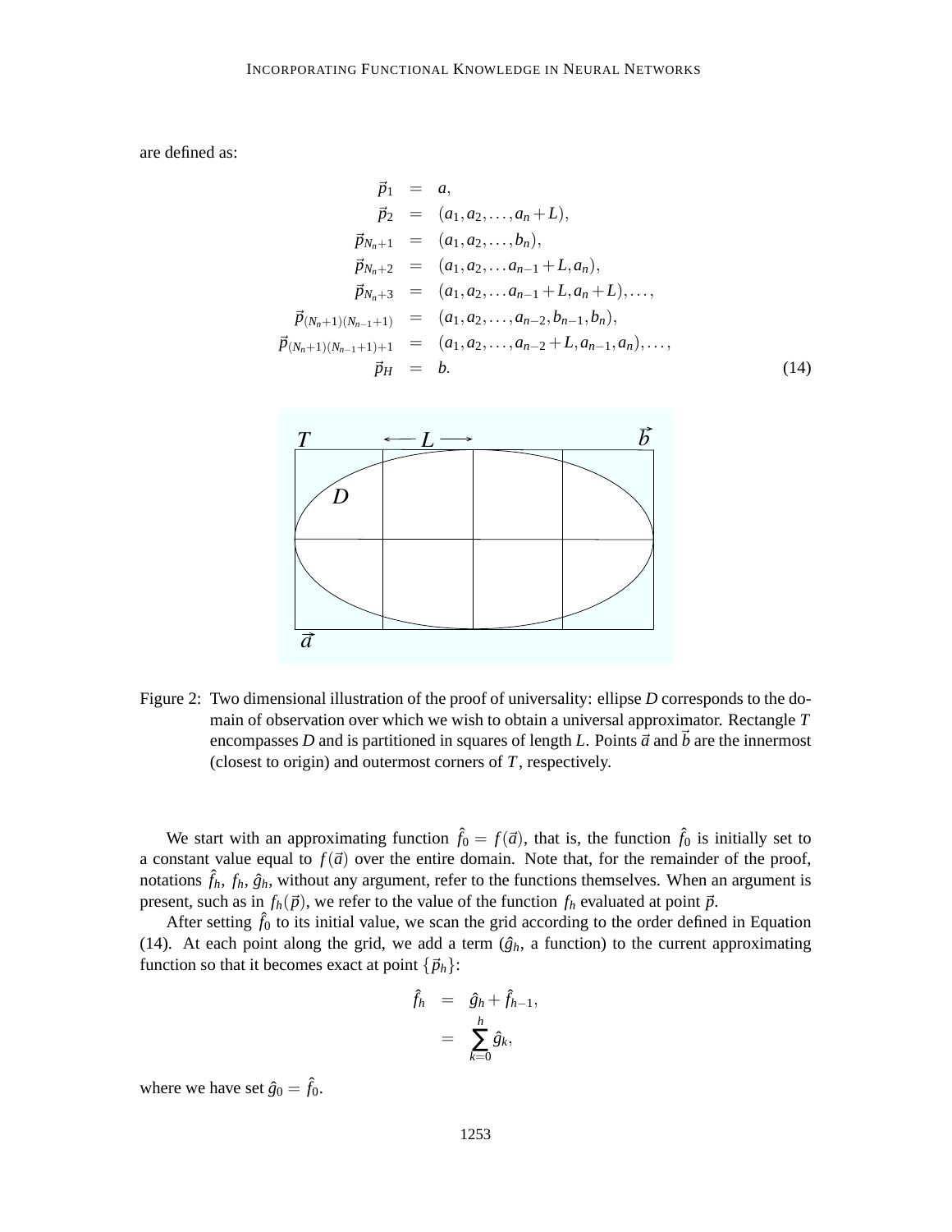are defined as:

$$
\begin{aligned}
\vec{p}_1 &= a, \\
\vec{p}_2 &= (a_1, a_2, \ldots, a_n + L), \\
\vec{p}_{N_n+1} &= (a_1, a_2, \ldots, b_n), \\
\vec{p}_{N_n+2} &= (a_1, a_2, \ldots a_{n-1} + L, a_n), \\
\vec{p}_{N_n+3} &= (a_1, a_2, \ldots a_{n-1} + L, a_n + L), \ldots, \\
\vec{p}_{(N_n+1)(N_{n-1}+1)} &= (a_1, a_2, \ldots, a_{n-2}, b_{n-1}, b_n), \\
\vec{p}_{(N_n+1)(N_{n-1}+1)+1} &= (a_1, a_2, \ldots, a_{n-2} + L, a_{n-1}, a_n), \ldots, \\
\vec{p}_H &= b. 
\end{aligned} \tag{14}
$$

Figure 2: Two dimensional illustration of the proof of universality: ellipse $D$ corresponds to the domain of observation over which we wish to obtain a universal approximator. Rectangle $T$ encompasses $D$ and is partitioned in squares of length $L$. Points $\vec{a}$ and $\vec{b}$ are the innermost (closest to origin) and outermost corners of $T$, respectively.

We start with an approximating function $\hat{f}_0 = f(\vec{a})$, that is, the function $\hat{f}_0$ is initially set to a constant value equal to $f(\vec{a})$ over the entire domain. Note that, for the remainder of the proof, notations $\hat{f}_h$, $f_h$, $\hat{g}_h$, without any argument, refer to the functions themselves. When an argument is present, such as in $f_h(\vec{p})$, we refer to the value of the function $f_h$ evaluated at point $\vec{p}$.

After setting $\hat{f}_0$ to its initial value, we scan the grid according to the order defined in Equation (14). At each point along the grid, we add a term ($\hat{g}_h$, a function) to the current approximating function so that it becomes exact at point $\{\vec{p}_h\}$:

$$
\begin{aligned}
\hat{f}_h &= \hat{g}_h + \hat{f}_{h-1}, \\
&= \sum_{k=0}^{h} \hat{g}_k,
\end{aligned}
$$

where we have set $\hat{g}_0 = \hat{f}_0$.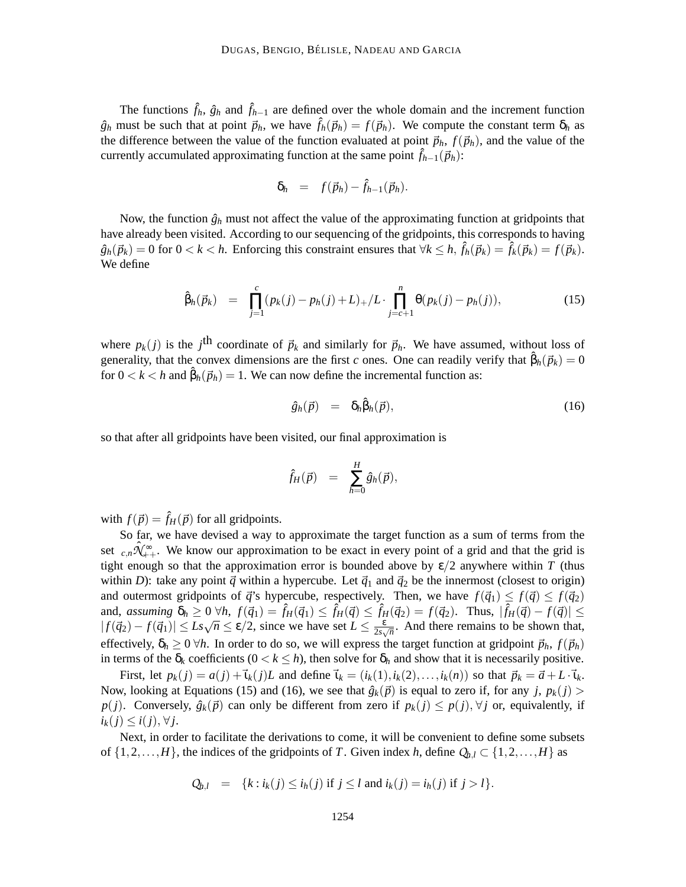The functions $\hat{f}_h$, $\hat{g}_h$ and $\hat{f}_{h-1}$ are defined over the whole domain and the increment function $\hat{g}_h$ must be such that at point $\vec{p}_h$, we have $\hat{f}_h(\vec{p}_h) = f(\vec{p}_h)$. We compute the constant term $\delta_h$ as the difference between the value of the function evaluated at point $\vec{p}_h$, $f(\vec{p}_h)$, and the value of the currently accumulated approximating function at the same point $\hat{f}_{h-1}(\vec{p}_h)$:

$$\delta_h = f(\vec{p}_h) - \hat{f}_{h-1}(\vec{p}_h).$$

Now, the function $\hat{g}_h$ must not affect the value of the approximating function at gridpoints that have already been visited. According to our sequencing of the gridpoints, this corresponds to having $\hat{g}_h(\vec{p}_k) = 0$ for $0 < k < h$. Enforcing this constraint ensures that $\forall k \leq h,\ \hat{f}_h(\vec{p}_k) = \hat{f}_k(\vec{p}_k) = f(\vec{p}_k)$. We define

$$\hat{\beta}_h(\vec{p}_k) = \prod_{j=1}^{c} (p_k(j) - p_h(j) + L)_+ / L \cdot \prod_{j=c+1}^{n} \theta(p_k(j) - p_h(j)), \tag{15}$$

where $p_k(j)$ is the $j^{\text{th}}$ coordinate of $\vec{p}_k$ and similarly for $\vec{p}_h$. We have assumed, without loss of generality, that the convex dimensions are the first $c$ ones. One can readily verify that $\hat{\beta}_h(\vec{p}_k) = 0$ for $0 < k < h$ and $\hat{\beta}_h(\vec{p}_h) = 1$. We can now define the incremental function as:

$$\hat{g}_h(\vec{p}) = \delta_h \hat{\beta}_h(\vec{p}), \tag{16}$$

so that after all gridpoints have been visited, our final approximation is

$$\hat{f}_H(\vec{p}) = \sum_{h=0}^{H} \hat{g}_h(\vec{p}),$$

with $f(\vec{p}) = \hat{f}_H(\vec{p})$ for all gridpoints.

So far, we have devised a way to approximate the target function as a sum of terms from the set ${}_{c,n}\hat{\mathcal{N}}_{++}^{\infty}$. We know our approximation to be exact in every point of a grid and that the grid is tight enough so that the approximation error is bounded above by $\varepsilon/2$ anywhere within $T$ (thus within $D$): take any point $\vec{q}$ within a hypercube. Let $\vec{q}_1$ and $\vec{q}_2$ be the innermost (closest to origin) and outermost gridpoints of $\vec{q}$'s hypercube, respectively. Then, we have $f(\vec{q}_1) \leq f(\vec{q}) \leq f(\vec{q}_2)$ and, *assuming* $\delta_h \geq 0\ \forall h$, $f(\vec{q}_1) = \hat{f}_H(\vec{q}_1) \leq \hat{f}_H(\vec{q}) \leq \hat{f}_H(\vec{q}_2) = f(\vec{q}_2)$. Thus, $|\hat{f}_H(\vec{q}) - f(\vec{q})| \leq |f(\vec{q}_2) - f(\vec{q}_1)| \leq Ls\sqrt{n} \leq \varepsilon/2$, since we have set $L \leq \frac{\varepsilon}{2s\sqrt{n}}$. And there remains to be shown that, effectively, $\delta_h \geq 0\ \forall h$. In order to do so, we will express the target function at gridpoint $\vec{p}_h$, $f(\vec{p}_h)$ in terms of the $\delta_k$ coefficients ($0 < k \leq h$), then solve for $\delta_h$ and show that it is necessarily positive.

First, let $p_k(j) = a(j) + \vec{\iota}_k(j)L$ and define $\vec{\iota}_k = (i_k(1), i_k(2), \ldots, i_k(n))$ so that $\vec{p}_k = \vec{a} + L \cdot \vec{\iota}_k$. Now, looking at Equations (15) and (16), we see that $\hat{g}_k(\vec{p})$ is equal to zero if, for any $j$, $p_k(j) > p(j)$. Conversely, $\hat{g}_k(\vec{p})$ can only be different from zero if $p_k(j) \leq p(j), \forall j$ or, equivalently, if $i_k(j) \leq i(j), \forall j$.

Next, in order to facilitate the derivations to come, it will be convenient to define some subsets of $\{1, 2, \ldots, H\}$, the indices of the gridpoints of $T$. Given index $h$, define $Q_{h,l} \subset \{1, 2, \ldots, H\}$ as

$$Q_{h,l} = \{k : i_k(j) \leq i_h(j) \text{ if } j \leq l \text{ and } i_k(j) = i_h(j) \text{ if } j > l\}.$$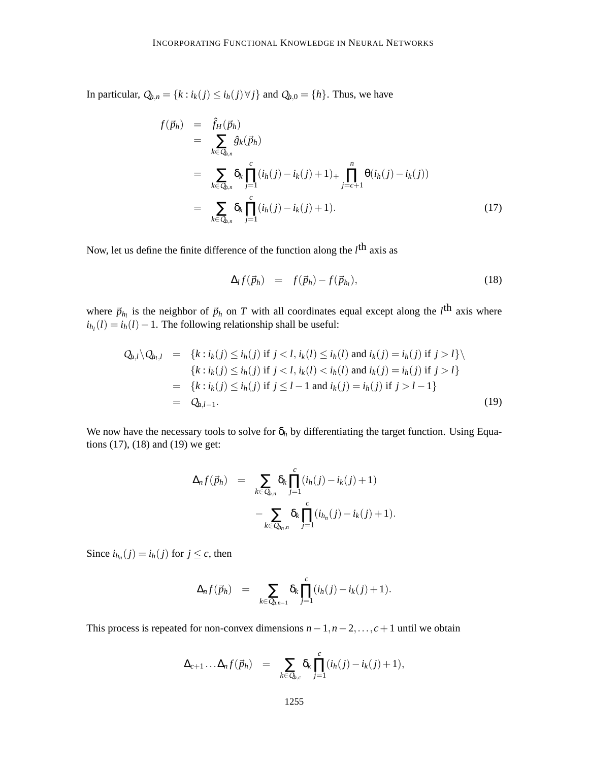In particular, $Q_{h,n} = \{k : i_k(j) \leq i_h(j) \forall j\}$ and $Q_{h,0} = \{h\}$. Thus, we have

$$
\begin{aligned}
f(\vec{p}_h) &= \hat{f}_H(\vec{p}_h) \\
&= \sum_{k \in Q_{h,n}} \hat{g}_k(\vec{p}_h) \\
&= \sum_{k \in Q_{h,n}} \delta_k \prod_{j=1}^{c} (i_h(j) - i_k(j) + 1)_+ \prod_{j=c+1}^{n} \theta(i_h(j) - i_k(j)) \\
&= \sum_{k \in Q_{h,n}} \delta_k \prod_{j=1}^{c} (i_h(j) - i_k(j) + 1). \qquad (17)
\end{aligned}
$$

Now, let us define the finite difference of the function along the $l^{\text{th}}$ axis as

$$
\Delta_l f(\vec{p}_h) = f(\vec{p}_h) - f(\vec{p}_{h_l}), \qquad (18)
$$

where $\vec{p}_{h_l}$ is the neighbor of $\vec{p}_h$ on $T$ with all coordinates equal except along the $l^{\text{th}}$ axis where $i_{h_l}(l) = i_h(l) - 1$. The following relationship shall be useful:

$$
\begin{aligned}
Q_{h,l} \setminus Q_{h_l,l} &= \{k : i_k(j) \leq i_h(j) \text{ if } j < l, \, i_k(l) \leq i_h(l) \text{ and } i_k(j) = i_h(j) \text{ if } j > l\} \setminus \\
&\quad \{k : i_k(j) \leq i_h(j) \text{ if } j < l, \, i_k(l) < i_h(l) \text{ and } i_k(j) = i_h(j) \text{ if } j > l\} \\
&= \{k : i_k(j) \leq i_h(j) \text{ if } j \leq l-1 \text{ and } i_k(j) = i_h(j) \text{ if } j > l-1\} \\
&= Q_{h,l-1}. \qquad (19)
\end{aligned}
$$

We now have the necessary tools to solve for $\delta_h$ by differentiating the target function. Using Equations (17), (18) and (19) we get:

$$
\begin{aligned}
\Delta_n f(\vec{p}_h) &= \sum_{k \in Q_{h,n}} \delta_k \prod_{j=1}^{c} (i_h(j) - i_k(j) + 1) \\
&\quad - \sum_{k \in Q_{h_n,n}} \delta_k \prod_{j=1}^{c} (i_{h_n}(j) - i_k(j) + 1).
\end{aligned}
$$

Since $i_{h_n}(j) = i_h(j)$ for $j \leq c$, then

$$
\Delta_n f(\vec{p}_h) = \sum_{k \in Q_{h,n-1}} \delta_k \prod_{j=1}^{c} (i_h(j) - i_k(j) + 1).
$$

This process is repeated for non-convex dimensions $n-1, n-2, \ldots, c+1$ until we obtain

$$
\Delta_{c+1} \ldots \Delta_n f(\vec{p}_h) = \sum_{k \in Q_{h,c}} \delta_k \prod_{j=1}^{c} (i_h(j) - i_k(j) + 1),
$$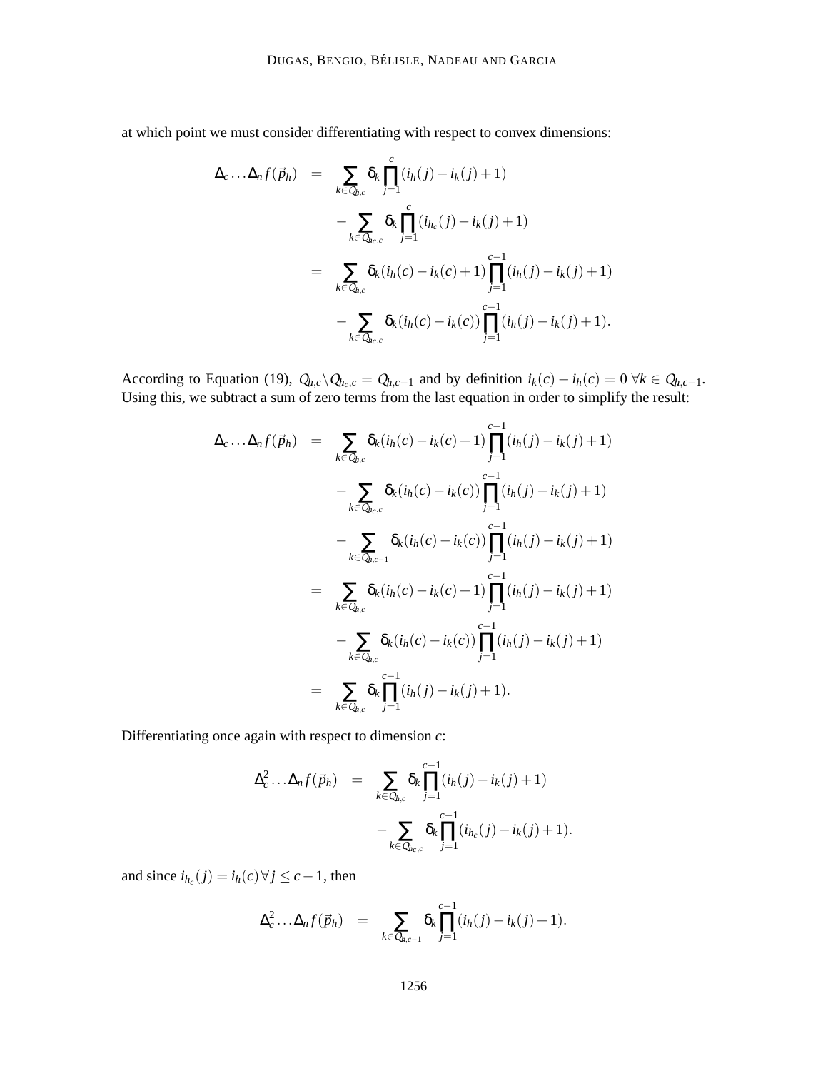at which point we must consider differentiating with respect to convex dimensions:

$$
\begin{aligned}
\Delta_c \ldots \Delta_n f(\vec{p}_h) &= \sum_{k \in Q_{h,c}} \delta_k \prod_{j=1}^{c} (i_h(j) - i_k(j) + 1) \\
&\quad - \sum_{k \in Q_{h_c,c}} \delta_k \prod_{j=1}^{c} (i_{h_c}(j) - i_k(j) + 1) \\
&= \sum_{k \in Q_{h,c}} \delta_k (i_h(c) - i_k(c) + 1) \prod_{j=1}^{c-1} (i_h(j) - i_k(j) + 1) \\
&\quad - \sum_{k \in Q_{h_c,c}} \delta_k (i_h(c) - i_k(c)) \prod_{j=1}^{c-1} (i_h(j) - i_k(j) + 1).
\end{aligned}
$$

According to Equation (19), $Q_{h,c} \backslash Q_{h_c,c} = Q_{h,c-1}$ and by definition $i_k(c) - i_h(c) = 0 \; \forall k \in Q_{h,c-1}$. Using this, we subtract a sum of zero terms from the last equation in order to simplify the result:

$$
\begin{aligned}
\Delta_c \ldots \Delta_n f(\vec{p}_h) &= \sum_{k \in Q_{h,c}} \delta_k (i_h(c) - i_k(c) + 1) \prod_{j=1}^{c-1} (i_h(j) - i_k(j) + 1) \\
&\quad - \sum_{k \in Q_{h_c,c}} \delta_k (i_h(c) - i_k(c)) \prod_{j=1}^{c-1} (i_h(j) - i_k(j) + 1) \\
&\quad - \sum_{k \in Q_{h,c-1}} \delta_k (i_h(c) - i_k(c)) \prod_{j=1}^{c-1} (i_h(j) - i_k(j) + 1) \\
&= \sum_{k \in Q_{h,c}} \delta_k (i_h(c) - i_k(c) + 1) \prod_{j=1}^{c-1} (i_h(j) - i_k(j) + 1) \\
&\quad - \sum_{k \in Q_{h,c}} \delta_k (i_h(c) - i_k(c)) \prod_{j=1}^{c-1} (i_h(j) - i_k(j) + 1) \\
&= \sum_{k \in Q_{h,c}} \delta_k \prod_{j=1}^{c-1} (i_h(j) - i_k(j) + 1).
\end{aligned}
$$

Differentiating once again with respect to dimension $c$:

$$
\begin{aligned}
\Delta_c^2 \ldots \Delta_n f(\vec{p}_h) &= \sum_{k \in Q_{h,c}} \delta_k \prod_{j=1}^{c-1} (i_h(j) - i_k(j) + 1) \\
&\quad - \sum_{k \in Q_{h_c,c}} \delta_k \prod_{j=1}^{c-1} (i_{h_c}(j) - i_k(j) + 1).
\end{aligned}
$$

and since $i_{h_c}(j) = i_h(c) \, \forall j \leq c-1$, then

$$
\Delta_c^2 \ldots \Delta_n f(\vec{p}_h) = \sum_{k \in Q_{h,c-1}} \delta_k \prod_{j=1}^{c-1} (i_h(j) - i_k(j) + 1).
$$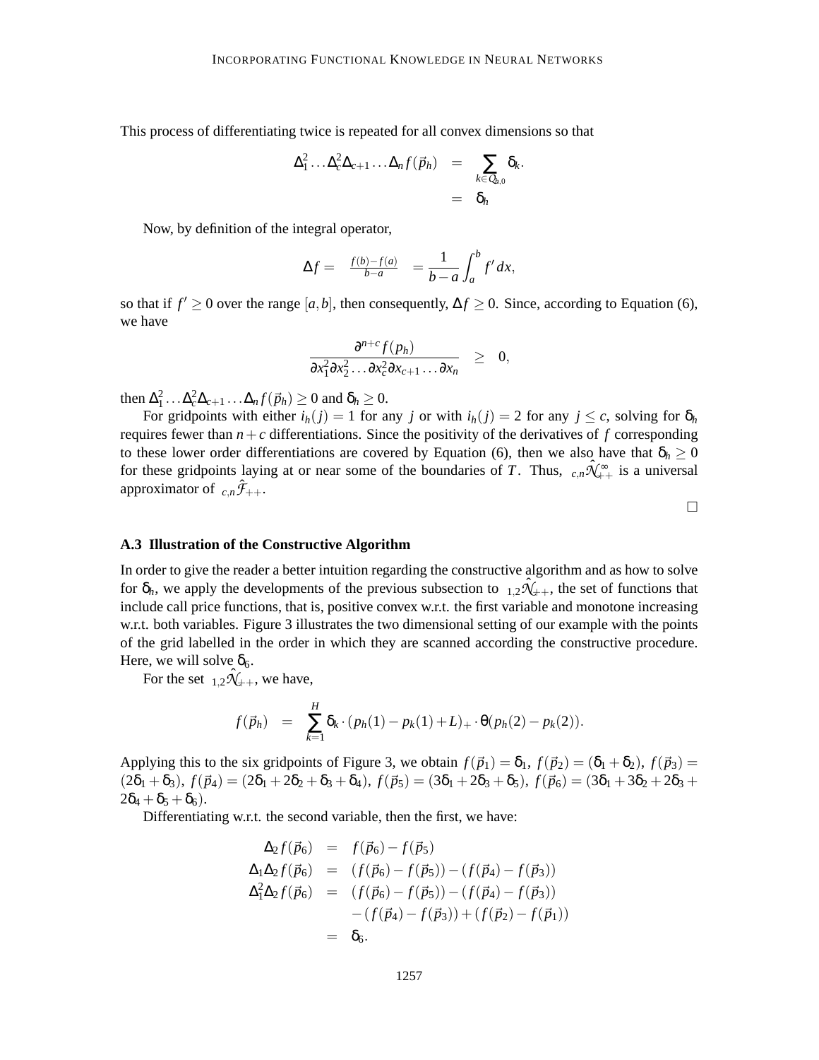This process of differentiating twice is repeated for all convex dimensions so that

$$
\begin{aligned}
\Delta_1^2 \ldots \Delta_c^2 \Delta_{c+1} \ldots \Delta_n f(\vec{p}_h) &= \sum_{k \in Q_{h,0}} \delta_k . \\
&= \delta_h
\end{aligned}
$$

Now, by definition of the integral operator,

$$
\Delta f = \frac{f(b) - f(a)}{b-a} = \frac{1}{b-a} \int_a^b f' \, dx,
$$

so that if $f' \geq 0$ over the range $[a,b]$, then consequently, $\Delta f \geq 0$. Since, according to Equation (6), we have

$$
\frac{\partial^{n+c} f(p_h)}{\partial x_1^2 \partial x_2^2 \ldots \partial x_c^2 \partial x_{c+1} \ldots \partial x_n} \geq 0,
$$

then $\Delta_1^2 \ldots \Delta_c^2 \Delta_{c+1} \ldots \Delta_n f(\vec{p}_h) \geq 0$ and $\delta_h \geq 0$.

For gridpoints with either $i_h(j) = 1$ for any $j$ or with $i_h(j) = 2$ for any $j \leq c$, solving for $\delta_h$ requires fewer than $n + c$ differentiations. Since the positivity of the derivatives of $f$ corresponding to these lower order differentiations are covered by Equation (6), then we also have that $\delta_h \geq 0$ for these gridpoints laying at or near some of the boundaries of $T$. Thus, ${}_{c,n}\hat{\mathcal{N}}_{++}^{\infty}$ is a universal approximator of ${}_{c,n}\hat{\mathcal{F}}_{++}$.

□

### A.3 Illustration of the Constructive Algorithm

In order to give the reader a better intuition regarding the constructive algorithm and as how to solve for $\delta_h$, we apply the developments of the previous subsection to ${}_{1,2}\hat{\mathcal{N}}_{++}$, the set of functions that include call price functions, that is, positive convex w.r.t. the first variable and monotone increasing w.r.t. both variables. Figure 3 illustrates the two dimensional setting of our example with the points of the grid labelled in the order in which they are scanned according the constructive procedure. Here, we will solve $\delta_6$.

For the set ${}_{1,2}\hat{\mathcal{N}}_{++}$, we have,

$$
f(\vec{p}_h) = \sum_{k=1}^{H} \delta_k \cdot (p_h(1) - p_k(1) + L)_+ \cdot \theta(p_h(2) - p_k(2)).
$$

Applying this to the six gridpoints of Figure 3, we obtain $f(\vec{p}_1) = \delta_1$, $f(\vec{p}_2) = (\delta_1 + \delta_2)$, $f(\vec{p}_3) = (2\delta_1 + \delta_3)$, $f(\vec{p}_4) = (2\delta_1 + 2\delta_2 + \delta_3 + \delta_4)$, $f(\vec{p}_5) = (3\delta_1 + 2\delta_3 + \delta_5)$, $f(\vec{p}_6) = (3\delta_1 + 3\delta_2 + 2\delta_3 + 2\delta_4 + \delta_5 + \delta_6)$.

Differentiating w.r.t. the second variable, then the first, we have:

$$
\begin{aligned}
\Delta_2 f(\vec{p}_6) &= f(\vec{p}_6) - f(\vec{p}_5) \\
\Delta_1 \Delta_2 f(\vec{p}_6) &= (f(\vec{p}_6) - f(\vec{p}_5)) - (f(\vec{p}_4) - f(\vec{p}_3)) \\
\Delta_1^2 \Delta_2 f(\vec{p}_6) &= (f(\vec{p}_6) - f(\vec{p}_5)) - (f(\vec{p}_4) - f(\vec{p}_3)) \\
&\quad - (f(\vec{p}_4) - f(\vec{p}_3)) + (f(\vec{p}_2) - f(\vec{p}_1)) \\
&= \delta_6 .
\end{aligned}
$$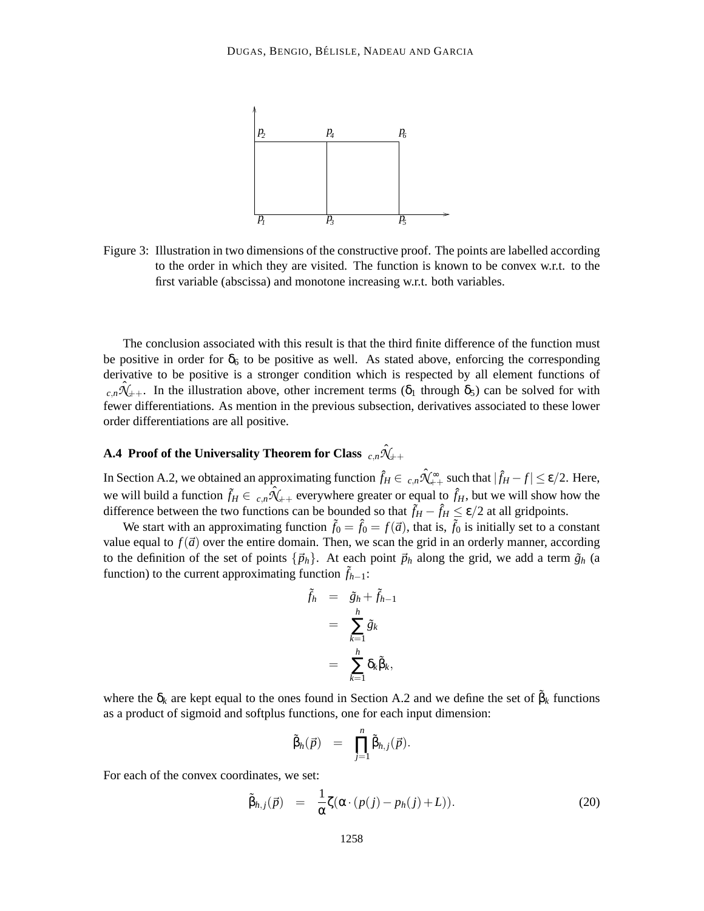Figure 3: Illustration in two dimensions of the constructive proof. The points are labelled according to the order in which they are visited. The function is known to be convex w.r.t. to the first variable (abscissa) and monotone increasing w.r.t. both variables.

The conclusion associated with this result is that the third finite difference of the function must be positive in order for $\delta_6$ to be positive as well. As stated above, enforcing the corresponding derivative to be positive is a stronger condition which is respected by all element functions of ${}_{c,n}\hat{\mathcal{N}}_{++}$. In the illustration above, other increment terms ($\delta_1$ through $\delta_5$) can be solved for with fewer differentiations. As mention in the previous subsection, derivatives associated to these lower order differentiations are all positive.

### A.4 Proof of the Universality Theorem for Class ${}_{c,n}\hat{\mathcal{N}}_{++}$

In Section A.2, we obtained an approximating function $\hat{f}_H \in {}_{c,n}\hat{\mathcal{N}}^{\infty}_{++}$ such that $|\hat{f}_H - f| \leq \varepsilon/2$. Here, we will build a function $\tilde{f}_H \in {}_{c,n}\hat{\mathcal{N}}_{++}$ everywhere greater or equal to $\hat{f}_H$, but we will show how the difference between the two functions can be bounded so that $\tilde{f}_H - \hat{f}_H \leq \varepsilon/2$ at all gridpoints.

We start with an approximating function $\tilde{f}_0 = \hat{f}_0 = f(\vec{a})$, that is, $\tilde{f}_0$ is initially set to a constant value equal to $f(\vec{a})$ over the entire domain. Then, we scan the grid in an orderly manner, according to the definition of the set of points $\{\vec{p}_h\}$. At each point $\vec{p}_h$ along the grid, we add a term $\tilde{g}_h$ (a function) to the current approximating function $\tilde{f}_{h-1}$:

$$
\begin{aligned}
\tilde{f}_h &= \tilde{g}_h + \tilde{f}_{h-1} \\
&= \sum_{k=1}^{h} \tilde{g}_k \\
&= \sum_{k=1}^{h} \delta_k \tilde{\beta}_k,
\end{aligned}
$$

where the $\delta_k$ are kept equal to the ones found in Section A.2 and we define the set of $\tilde{\beta}_k$ functions as a product of sigmoid and softplus functions, one for each input dimension:

$$
\tilde{\beta}_h(\vec{p}) = \prod_{j=1}^{n} \tilde{\beta}_{h,j}(\vec{p}).
$$

For each of the convex coordinates, we set:

$$
\tilde{\beta}_{h,j}(\vec{p}) = \frac{1}{\alpha}\zeta(\alpha \cdot (p(j) - p_h(j) + L)). \tag{20}
$$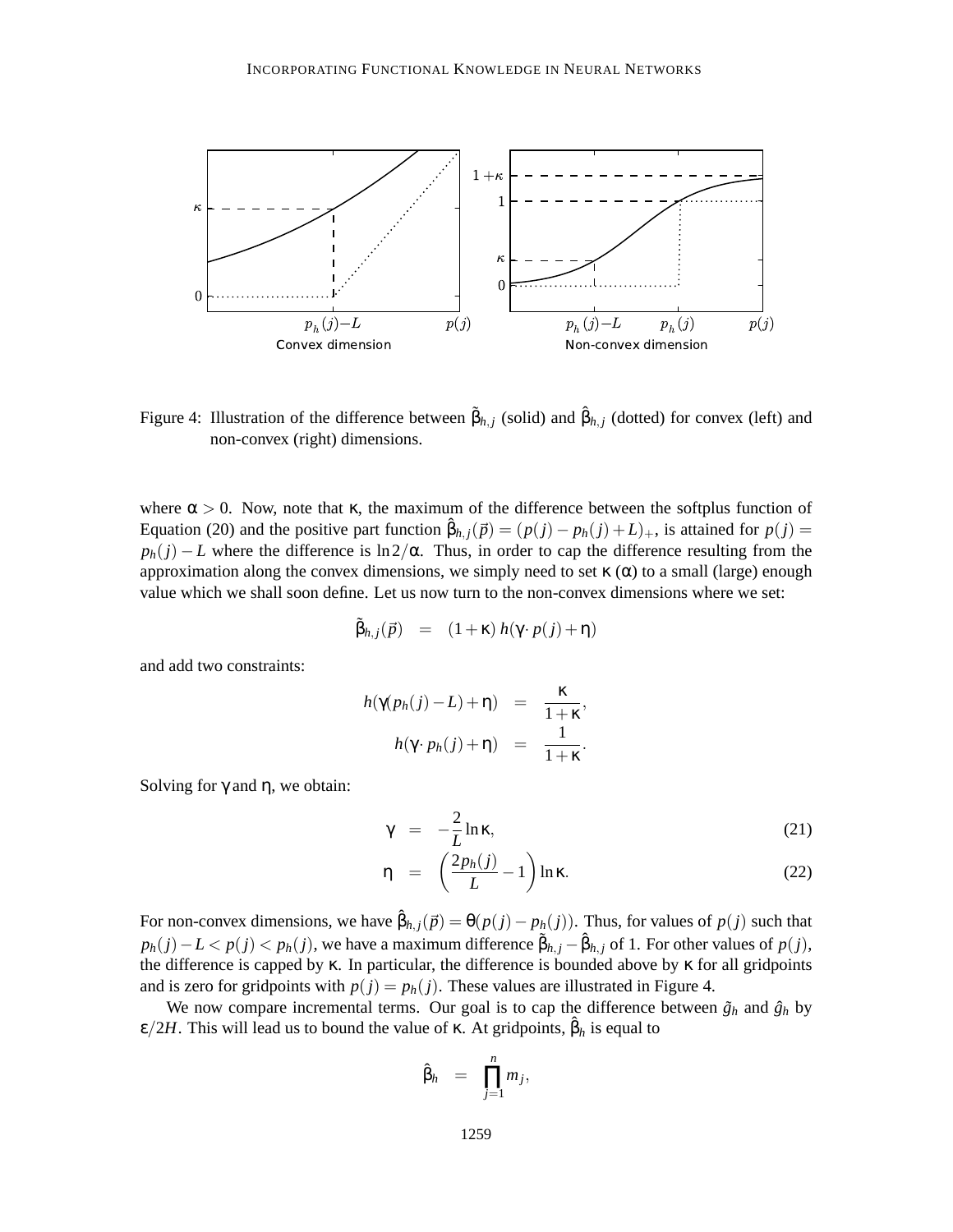Figure 4: Illustration of the difference between $\tilde{\beta}_{h,j}$ (solid) and $\hat{\beta}_{h,j}$ (dotted) for convex (left) and non-convex (right) dimensions.

where $\alpha > 0$. Now, note that $\kappa$, the maximum of the difference between the softplus function of Equation (20) and the positive part function $\hat{\beta}_{h,j}(\vec{p}) = (p(j) - p_h(j) + L)_+$, is attained for $p(j) = p_h(j) - L$ where the difference is $\ln 2/\alpha$. Thus, in order to cap the difference resulting from the approximation along the convex dimensions, we simply need to set $\kappa$ ($\alpha$) to a small (large) enough value which we shall soon define. Let us now turn to the non-convex dimensions where we set:

$$\tilde{\beta}_{h,j}(\vec{p}) = (1+\kappa)\, h(\gamma \cdot p(j) + \eta)$$

and add two constraints:

$$h(\gamma(p_h(j) - L) + \eta) = \frac{\kappa}{1+\kappa},$$
$$h(\gamma \cdot p_h(j) + \eta) = \frac{1}{1+\kappa}.$$

Solving for $\gamma$ and $\eta$, we obtain:

$$\gamma = -\frac{2}{L}\ln\kappa, \tag{21}$$

$$\eta = \left(\frac{2p_h(j)}{L} - 1\right)\ln\kappa. \tag{22}$$

For non-convex dimensions, we have $\hat{\beta}_{h,j}(\vec{p}) = \theta(p(j) - p_h(j))$. Thus, for values of $p(j)$ such that $p_h(j) - L < p(j) < p_h(j)$, we have a maximum difference $\tilde{\beta}_{h,j} - \hat{\beta}_{h,j}$ of 1. For other values of $p(j)$, the difference is capped by $\kappa$. In particular, the difference is bounded above by $\kappa$ for all gridpoints and is zero for gridpoints with $p(j) = p_h(j)$. These values are illustrated in Figure 4.

We now compare incremental terms. Our goal is to cap the difference between $\tilde{g}_h$ and $\hat{g}_h$ by $\varepsilon/2H$. This will lead us to bound the value of $\kappa$. At gridpoints, $\hat{\beta}_h$ is equal to

$$\hat{\beta}_h = \prod_{j=1}^{n} m_j,$$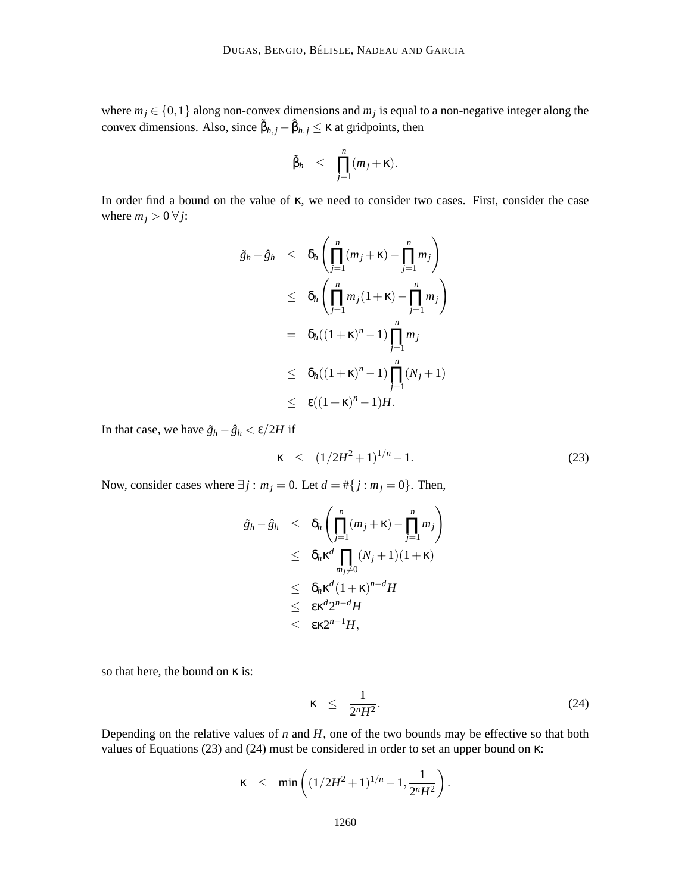where $m_j \in \{0,1\}$ along non-convex dimensions and $m_j$ is equal to a non-negative integer along the convex dimensions. Also, since $\tilde{\beta}_{h,j} - \hat{\beta}_{h,j} \leq \kappa$ at gridpoints, then

$$
\tilde{\beta}_h \leq \prod_{j=1}^{n} (m_j + \kappa).
$$

In order find a bound on the value of $\kappa$, we need to consider two cases. First, consider the case where $m_j > 0 \,\forall j$:

$$
\begin{aligned}
\tilde{g}_h - \hat{g}_h &\leq \delta_h \left( \prod_{j=1}^{n} (m_j + \kappa) - \prod_{j=1}^{n} m_j \right) \\
&\leq \delta_h \left( \prod_{j=1}^{n} m_j (1 + \kappa) - \prod_{j=1}^{n} m_j \right) \\
&= \delta_h ((1+\kappa)^n - 1) \prod_{j=1}^{n} m_j \\
&\leq \delta_h ((1+\kappa)^n - 1) \prod_{j=1}^{n} (N_j + 1) \\
&\leq \varepsilon ((1+\kappa)^n - 1) H.
\end{aligned}
$$

In that case, we have $\tilde{g}_h - \hat{g}_h < \varepsilon / 2H$ if

$$
\kappa \leq (1/2H^2 + 1)^{1/n} - 1. \tag{23}
$$

Now, consider cases where $\exists j : m_j = 0$. Let $d = \#\{j : m_j = 0\}$. Then,

$$
\begin{aligned}
\tilde{g}_h - \hat{g}_h &\leq \delta_h \left( \prod_{j=1}^{n} (m_j + \kappa) - \prod_{j=1}^{n} m_j \right) \\
&\leq \delta_h \kappa^d \prod_{m_j \neq 0} (N_j + 1)(1 + \kappa) \\
&\leq \delta_h \kappa^d (1+\kappa)^{n-d} H \\
&\leq \varepsilon \kappa^d 2^{n-d} H \\
&\leq \varepsilon \kappa 2^{n-1} H,
\end{aligned}
$$

so that here, the bound on $\kappa$ is:

$$
\kappa \leq \frac{1}{2^n H^2}. \tag{24}
$$

Depending on the relative values of $n$ and $H$, one of the two bounds may be effective so that both values of Equations (23) and (24) must be considered in order to set an upper bound on $\kappa$:

$$
\kappa \leq \min \left( (1/2H^2 + 1)^{1/n} - 1, \frac{1}{2^n H^2} \right).
$$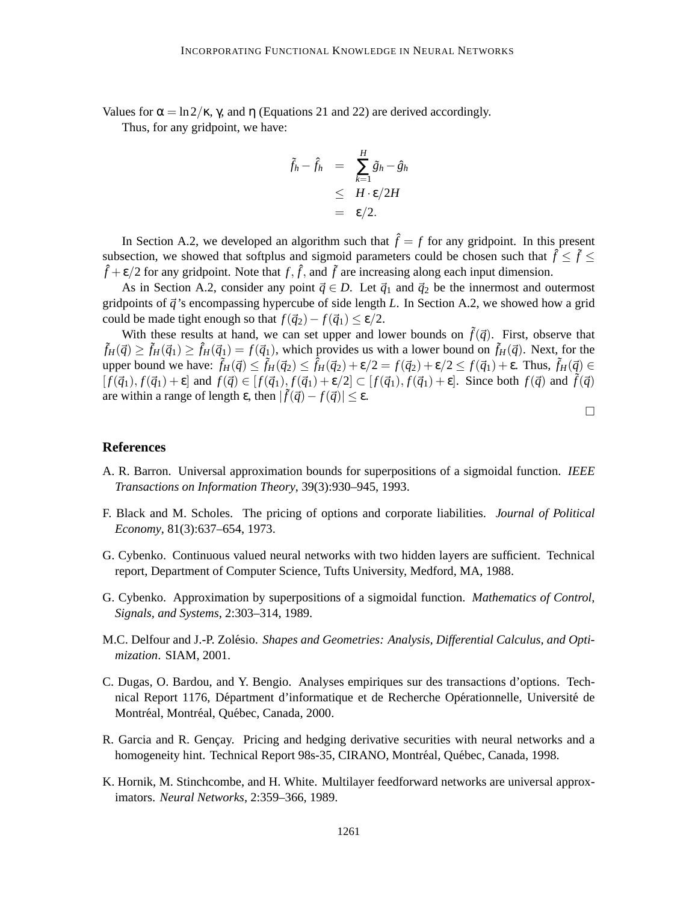Values for $\alpha = \ln 2/\kappa$, $\gamma$, and $\eta$ (Equations 21 and 22) are derived accordingly.

Thus, for any gridpoint, we have:

$$\begin{aligned}
\tilde{f}_h - \hat{f}_h &= \sum_{k=1}^{H} \tilde{g}_h - \hat{g}_h \\
&\leq H \cdot \varepsilon/2H \\
&= \varepsilon/2.
\end{aligned}$$

In Section A.2, we developed an algorithm such that $\hat{f} = f$ for any gridpoint. In this present subsection, we showed that softplus and sigmoid parameters could be chosen such that $\hat{f} \leq \tilde{f} \leq \hat{f} + \varepsilon/2$ for any gridpoint. Note that $f, \hat{f}$, and $\tilde{f}$ are increasing along each input dimension.

As in Section A.2, consider any point $\vec{q} \in D$. Let $\vec{q}_1$ and $\vec{q}_2$ be the innermost and outermost gridpoints of $\vec{q}$'s encompassing hypercube of side length $L$. In Section A.2, we showed how a grid could be made tight enough so that $f(\vec{q}_2) - f(\vec{q}_1) \leq \varepsilon/2$.

With these results at hand, we can set upper and lower bounds on $\tilde{f}(\vec{q})$. First, observe that $\tilde{f}_H(\vec{q}) \geq \tilde{f}_H(\vec{q}_1) \geq \hat{f}_H(\vec{q}_1) = f(\vec{q}_1)$, which provides us with a lower bound on $\tilde{f}_H(\vec{q})$. Next, for the upper bound we have: $\tilde{f}_H(\vec{q}) \leq \tilde{f}_H(\vec{q}_2) \leq \hat{f}_H(\vec{q}_2) + \varepsilon/2 = f(\vec{q}_2) + \varepsilon/2 \leq f(\vec{q}_1) + \varepsilon$. Thus, $\tilde{f}_H(\vec{q}) \in [f(\vec{q}_1), f(\vec{q}_1) + \varepsilon]$ and $f(\vec{q}) \in [f(\vec{q}_1), f(\vec{q}_1) + \varepsilon/2] \subset [f(\vec{q}_1), f(\vec{q}_1) + \varepsilon]$. Since both $f(\vec{q})$ and $\tilde{f}(\vec{q})$ are within a range of length $\varepsilon$, then $|\tilde{f}(\vec{q}) - f(\vec{q})| \leq \varepsilon$.

□

## References

A. R. Barron. Universal approximation bounds for superpositions of a sigmoidal function. *IEEE Transactions on Information Theory*, 39(3):930–945, 1993.

F. Black and M. Scholes. The pricing of options and corporate liabilities. *Journal of Political Economy*, 81(3):637–654, 1973.

G. Cybenko. Continuous valued neural networks with two hidden layers are sufficient. Technical report, Department of Computer Science, Tufts University, Medford, MA, 1988.

G. Cybenko. Approximation by superpositions of a sigmoidal function. *Mathematics of Control, Signals, and Systems*, 2:303–314, 1989.

M.C. Delfour and J.-P. Zolésio. *Shapes and Geometries: Analysis, Differential Calculus, and Optimization*. SIAM, 2001.

C. Dugas, O. Bardou, and Y. Bengio. Analyses empiriques sur des transactions d'options. Technical Report 1176, Départment d'informatique et de Recherche Opérationnelle, Université de Montréal, Montréal, Québec, Canada, 2000.

R. Garcia and R. Gençay. Pricing and hedging derivative securities with neural networks and a homogeneity hint. Technical Report 98s-35, CIRANO, Montréal, Québec, Canada, 1998.

K. Hornik, M. Stinchcombe, and H. White. Multilayer feedforward networks are universal approximators. *Neural Networks*, 2:359–366, 1989.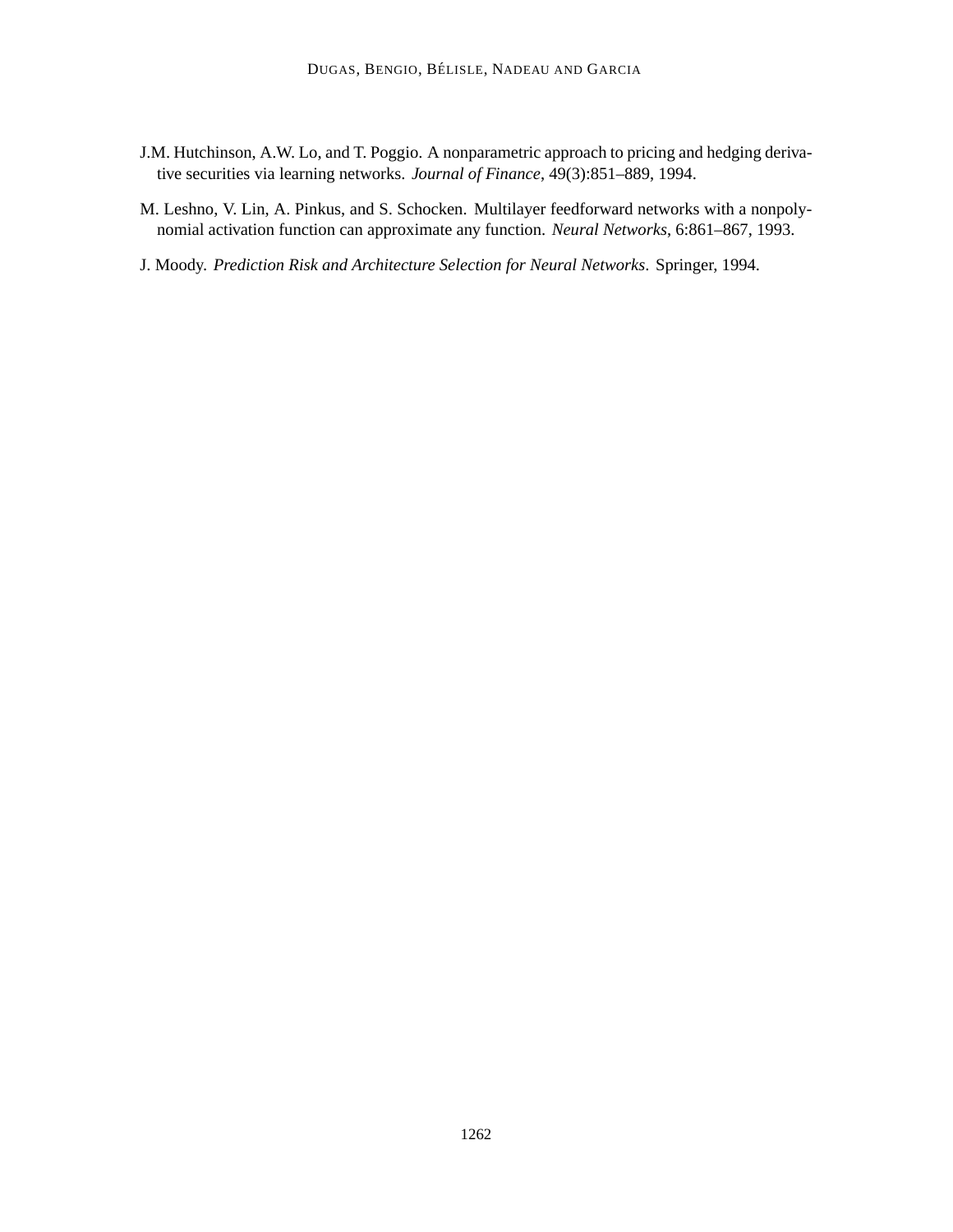J.M. Hutchinson, A.W. Lo, and T. Poggio. A nonparametric approach to pricing and hedging derivative securities via learning networks. *Journal of Finance*, 49(3):851–889, 1994.

M. Leshno, V. Lin, A. Pinkus, and S. Schocken. Multilayer feedforward networks with a nonpolynomial activation function can approximate any function. *Neural Networks*, 6:861–867, 1993.

J. Moody. *Prediction Risk and Architecture Selection for Neural Networks*. Springer, 1994.